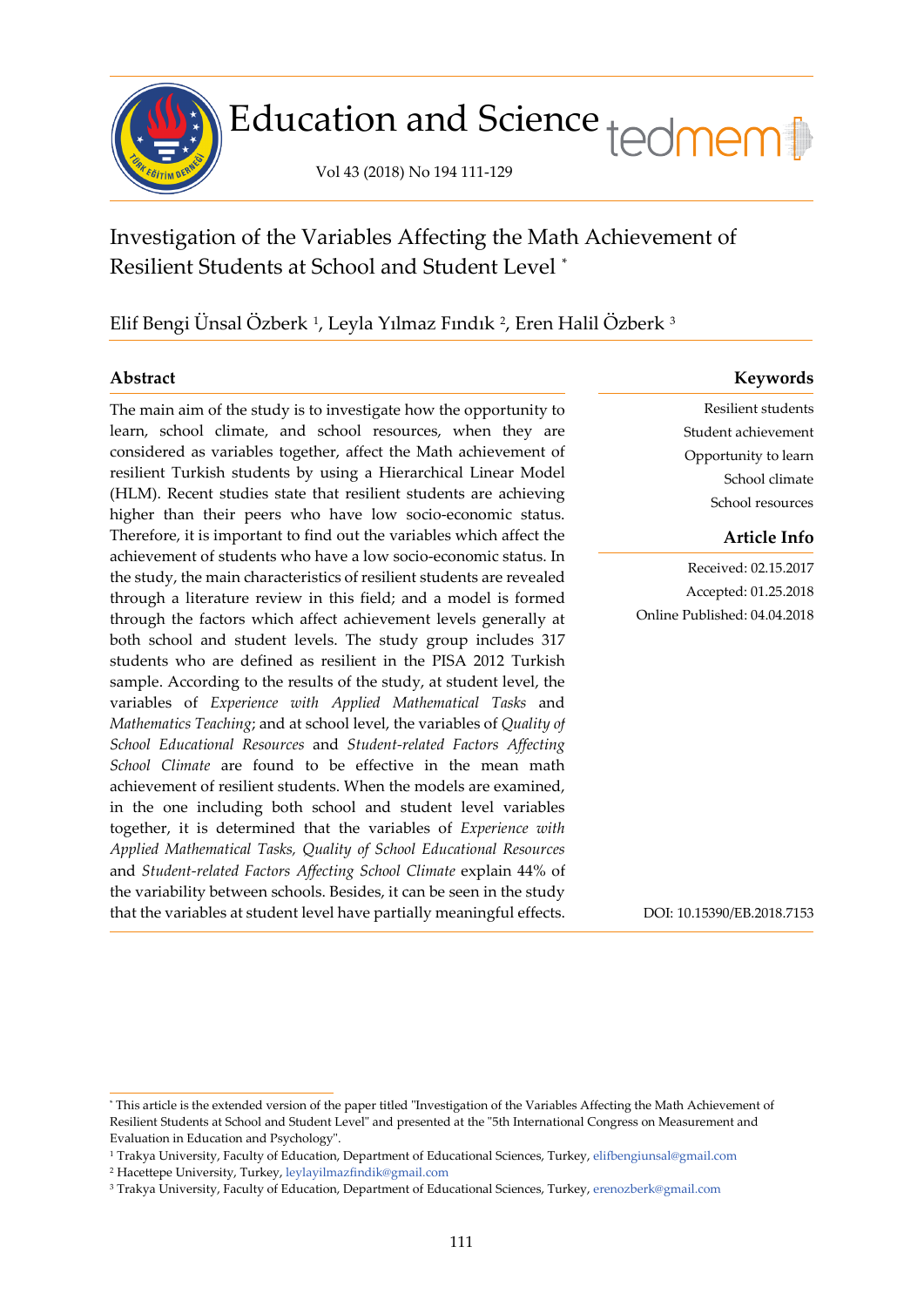# Investigation of the Variables Affecting the Math Achievement of Resilient Students at School and Student Level [*]

Elif Bengi Ünsal Özberk [1], Leyla Yılmaz Fındık [2], Eren Halil Özberk [3]

## Abstract

The main aim of the study is to investigate how the opportunity to learn, school climate, and school resources, when they are considered as variables together, affect the Math achievement of resilient Turkish students by using a Hierarchical Linear Model (HLM). Recent studies state that resilient students are achieving higher than their peers who have low socio-economic status. Therefore, it is important to find out the variables which affect the achievement of students who have a low socio-economic status. In the study, the main characteristics of resilient students are revealed through a literature review in this field; and a model is formed through the factors which affect achievement levels generally at both school and student levels. The study group includes 317 students who are defined as resilient in the PISA 2012 Turkish sample. According to the results of the study, at student level, the variables of *Experience with Applied Mathematical Tasks* and *Mathematics Teaching*; and at school level, the variables of *Quality of School Educational Resources* and *Student-related Factors Affecting School Climate* are found to be effective in the mean math achievement of resilient students. When the models are examined, in the one including both school and student level variables together, it is determined that the variables of *Experience with Applied Mathematical Tasks, Quality of School Educational Resources* and *Student-related Factors Affecting School Climate* explain 44% of the variability between schools. Besides, it can be seen in the study that the variables at student level have partially meaningful effects.

## Keywords

Resilient students
Student achievement
Opportunity to learn
School climate
School resources

## Article Info

Received: 02.15.2017
Accepted: 01.25.2018
Online Published: 04.04.2018

DOI: 10.15390/EB.2018.7153

---

[*] This article is the extended version of the paper titled "Investigation of the Variables Affecting the Math Achievement of Resilient Students at School and Student Level" and presented at the "5th International Congress on Measurement and Evaluation in Education and Psychology".

[1] Trakya University, Faculty of Education, Department of Educational Sciences, Turkey, elifbengiunsal@gmail.com

[2] Hacettepe University, Turkey, leylayilmazfindik@gmail.com

[3] Trakya University, Faculty of Education, Department of Educational Sciences, Turkey, erenozberk@gmail.com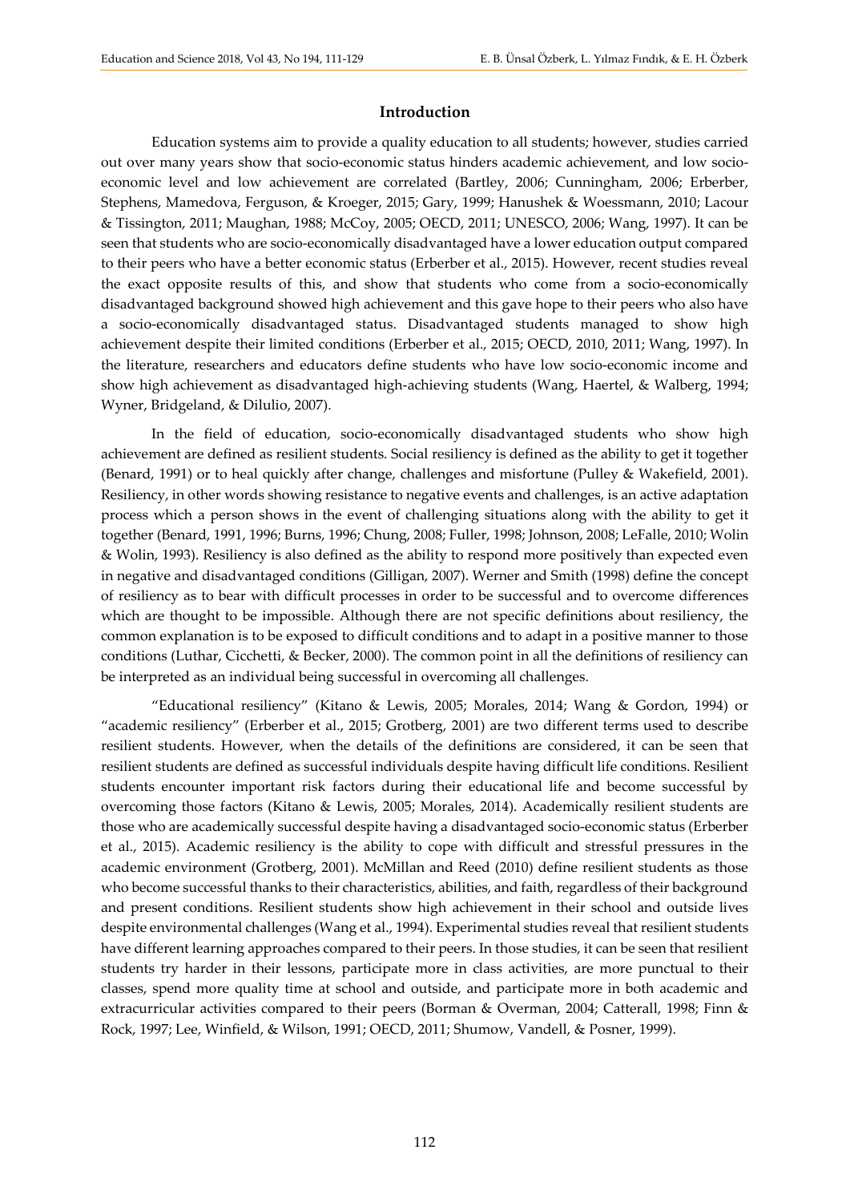## Introduction

Education systems aim to provide a quality education to all students; however, studies carried out over many years show that socio-economic status hinders academic achievement, and low socio-economic level and low achievement are correlated (Bartley, 2006; Cunningham, 2006; Erberber, Stephens, Mamedova, Ferguson, & Kroeger, 2015; Gary, 1999; Hanushek & Woessmann, 2010; Lacour & Tissington, 2011; Maughan, 1988; McCoy, 2005; OECD, 2011; UNESCO, 2006; Wang, 1997). It can be seen that students who are socio-economically disadvantaged have a lower education output compared to their peers who have a better economic status (Erberber et al., 2015). However, recent studies reveal the exact opposite results of this, and show that students who come from a socio-economically disadvantaged background showed high achievement and this gave hope to their peers who also have a socio-economically disadvantaged status. Disadvantaged students managed to show high achievement despite their limited conditions (Erberber et al., 2015; OECD, 2010, 2011; Wang, 1997). In the literature, researchers and educators define students who have low socio-economic income and show high achievement as disadvantaged high-achieving students (Wang, Haertel, & Walberg, 1994; Wyner, Bridgeland, & Dilulio, 2007).

In the field of education, socio-economically disadvantaged students who show high achievement are defined as resilient students. Social resiliency is defined as the ability to get it together (Benard, 1991) or to heal quickly after change, challenges and misfortune (Pulley & Wakefield, 2001). Resiliency, in other words showing resistance to negative events and challenges, is an active adaptation process which a person shows in the event of challenging situations along with the ability to get it together (Benard, 1991, 1996; Burns, 1996; Chung, 2008; Fuller, 1998; Johnson, 2008; LeFalle, 2010; Wolin & Wolin, 1993). Resiliency is also defined as the ability to respond more positively than expected even in negative and disadvantaged conditions (Gilligan, 2007). Werner and Smith (1998) define the concept of resiliency as to bear with difficult processes in order to be successful and to overcome differences which are thought to be impossible. Although there are not specific definitions about resiliency, the common explanation is to be exposed to difficult conditions and to adapt in a positive manner to those conditions (Luthar, Cicchetti, & Becker, 2000). The common point in all the definitions of resiliency can be interpreted as an individual being successful in overcoming all challenges.

"Educational resiliency" (Kitano & Lewis, 2005; Morales, 2014; Wang & Gordon, 1994) or "academic resiliency" (Erberber et al., 2015; Grotberg, 2001) are two different terms used to describe resilient students. However, when the details of the definitions are considered, it can be seen that resilient students are defined as successful individuals despite having difficult life conditions. Resilient students encounter important risk factors during their educational life and become successful by overcoming those factors (Kitano & Lewis, 2005; Morales, 2014). Academically resilient students are those who are academically successful despite having a disadvantaged socio-economic status (Erberber et al., 2015). Academic resiliency is the ability to cope with difficult and stressful pressures in the academic environment (Grotberg, 2001). McMillan and Reed (2010) define resilient students as those who become successful thanks to their characteristics, abilities, and faith, regardless of their background and present conditions. Resilient students show high achievement in their school and outside lives despite environmental challenges (Wang et al., 1994). Experimental studies reveal that resilient students have different learning approaches compared to their peers. In those studies, it can be seen that resilient students try harder in their lessons, participate more in class activities, are more punctual to their classes, spend more quality time at school and outside, and participate more in both academic and extracurricular activities compared to their peers (Borman & Overman, 2004; Catterall, 1998; Finn & Rock, 1997; Lee, Winfield, & Wilson, 1991; OECD, 2011; Shumow, Vandell, & Posner, 1999).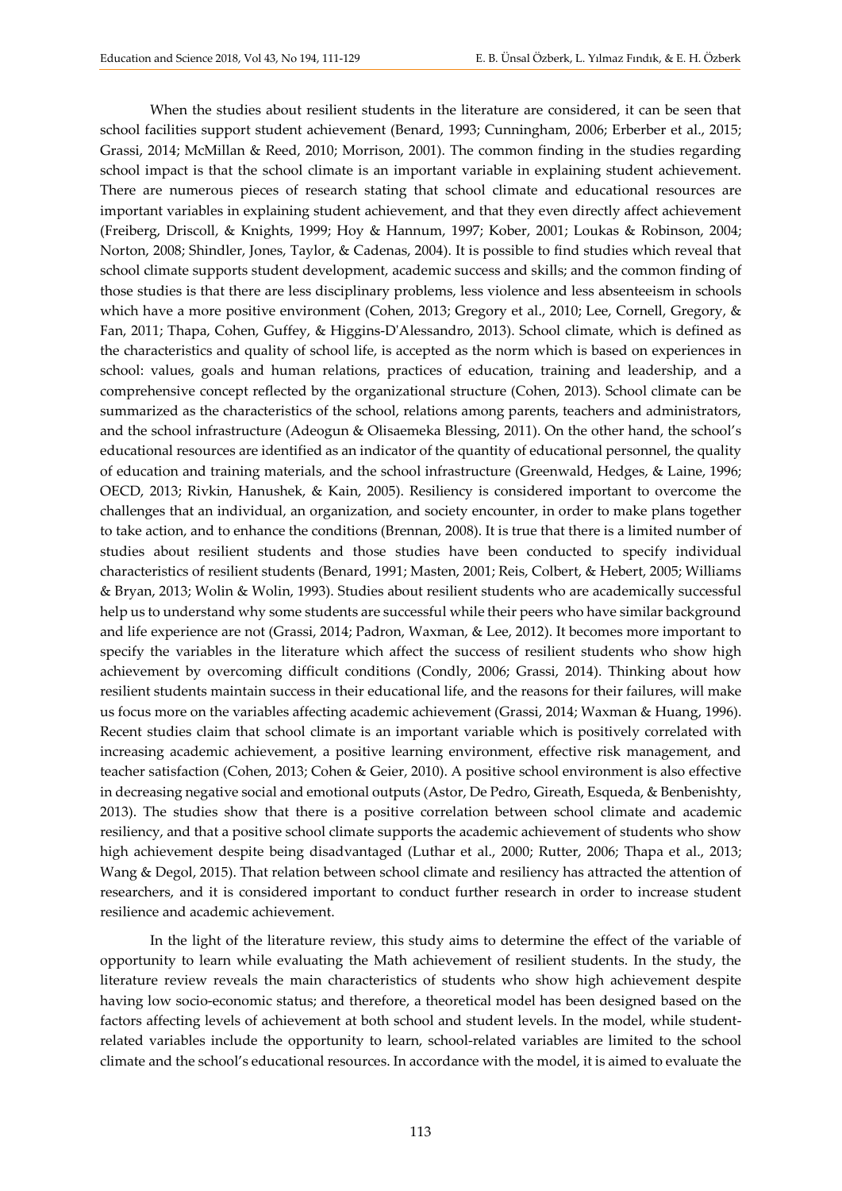When the studies about resilient students in the literature are considered, it can be seen that school facilities support student achievement (Benard, 1993; Cunningham, 2006; Erberber et al., 2015; Grassi, 2014; McMillan & Reed, 2010; Morrison, 2001). The common finding in the studies regarding school impact is that the school climate is an important variable in explaining student achievement. There are numerous pieces of research stating that school climate and educational resources are important variables in explaining student achievement, and that they even directly affect achievement (Freiberg, Driscoll, & Knights, 1999; Hoy & Hannum, 1997; Kober, 2001; Loukas & Robinson, 2004; Norton, 2008; Shindler, Jones, Taylor, & Cadenas, 2004). It is possible to find studies which reveal that school climate supports student development, academic success and skills; and the common finding of those studies is that there are less disciplinary problems, less violence and less absenteeism in schools which have a more positive environment (Cohen, 2013; Gregory et al., 2010; Lee, Cornell, Gregory, & Fan, 2011; Thapa, Cohen, Guffey, & Higgins-D'Alessandro, 2013). School climate, which is defined as the characteristics and quality of school life, is accepted as the norm which is based on experiences in school: values, goals and human relations, practices of education, training and leadership, and a comprehensive concept reflected by the organizational structure (Cohen, 2013). School climate can be summarized as the characteristics of the school, relations among parents, teachers and administrators, and the school infrastructure (Adeogun & Olisaemeka Blessing, 2011). On the other hand, the school's educational resources are identified as an indicator of the quantity of educational personnel, the quality of education and training materials, and the school infrastructure (Greenwald, Hedges, & Laine, 1996; OECD, 2013; Rivkin, Hanushek, & Kain, 2005). Resiliency is considered important to overcome the challenges that an individual, an organization, and society encounter, in order to make plans together to take action, and to enhance the conditions (Brennan, 2008). It is true that there is a limited number of studies about resilient students and those studies have been conducted to specify individual characteristics of resilient students (Benard, 1991; Masten, 2001; Reis, Colbert, & Hebert, 2005; Williams & Bryan, 2013; Wolin & Wolin, 1993). Studies about resilient students who are academically successful help us to understand why some students are successful while their peers who have similar background and life experience are not (Grassi, 2014; Padron, Waxman, & Lee, 2012). It becomes more important to specify the variables in the literature which affect the success of resilient students who show high achievement by overcoming difficult conditions (Condly, 2006; Grassi, 2014). Thinking about how resilient students maintain success in their educational life, and the reasons for their failures, will make us focus more on the variables affecting academic achievement (Grassi, 2014; Waxman & Huang, 1996). Recent studies claim that school climate is an important variable which is positively correlated with increasing academic achievement, a positive learning environment, effective risk management, and teacher satisfaction (Cohen, 2013; Cohen & Geier, 2010). A positive school environment is also effective in decreasing negative social and emotional outputs (Astor, De Pedro, Gireath, Esqueda, & Benbenishty, 2013). The studies show that there is a positive correlation between school climate and academic resiliency, and that a positive school climate supports the academic achievement of students who show high achievement despite being disadvantaged (Luthar et al., 2000; Rutter, 2006; Thapa et al., 2013; Wang & Degol, 2015). That relation between school climate and resiliency has attracted the attention of researchers, and it is considered important to conduct further research in order to increase student resilience and academic achievement.

In the light of the literature review, this study aims to determine the effect of the variable of opportunity to learn while evaluating the Math achievement of resilient students. In the study, the literature review reveals the main characteristics of students who show high achievement despite having low socio-economic status; and therefore, a theoretical model has been designed based on the factors affecting levels of achievement at both school and student levels. In the model, while student-related variables include the opportunity to learn, school-related variables are limited to the school climate and the school's educational resources. In accordance with the model, it is aimed to evaluate the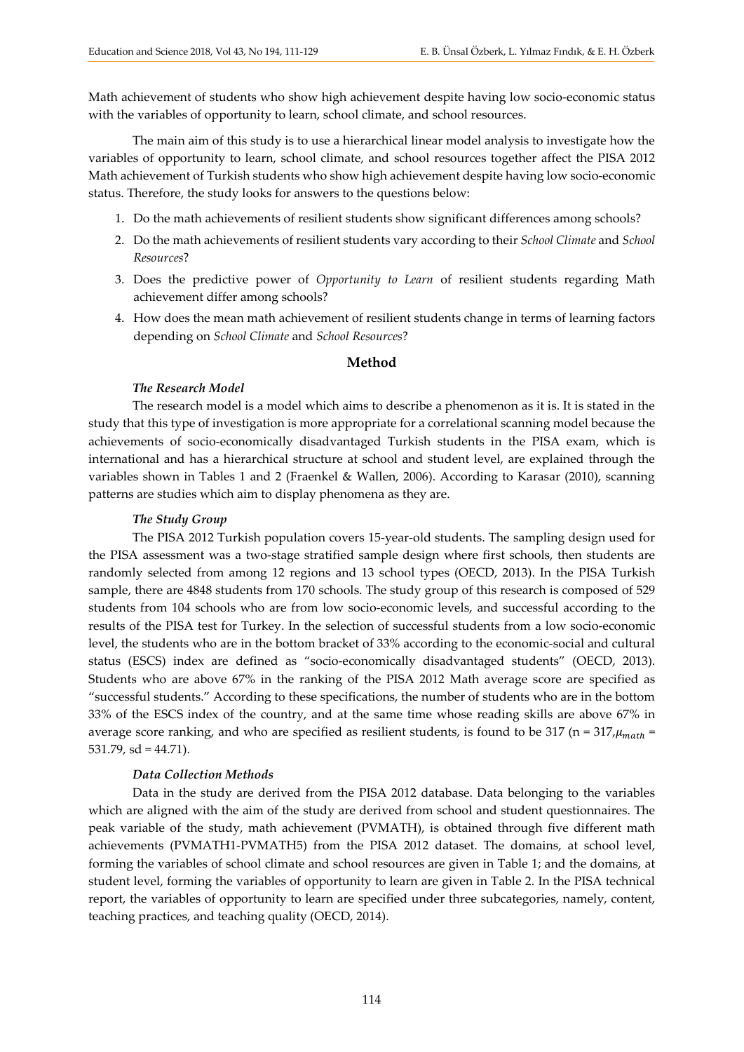Math achievement of students who show high achievement despite having low socio-economic status with the variables of opportunity to learn, school climate, and school resources.

The main aim of this study is to use a hierarchical linear model analysis to investigate how the variables of opportunity to learn, school climate, and school resources together affect the PISA 2012 Math achievement of Turkish students who show high achievement despite having low socio-economic status. Therefore, the study looks for answers to the questions below:

1. Do the math achievements of resilient students show significant differences among schools?
2. Do the math achievements of resilient students vary according to their *School Climate* and *School Resources*?
3. Does the predictive power of *Opportunity to Learn* of resilient students regarding Math achievement differ among schools?
4. How does the mean math achievement of resilient students change in terms of learning factors depending on *School Climate* and *School Resources*?

## Method

### *The Research Model*

The research model is a model which aims to describe a phenomenon as it is. It is stated in the study that this type of investigation is more appropriate for a correlational scanning model because the achievements of socio-economically disadvantaged Turkish students in the PISA exam, which is international and has a hierarchical structure at school and student level, are explained through the variables shown in Tables 1 and 2 (Fraenkel & Wallen, 2006). According to Karasar (2010), scanning patterns are studies which aim to display phenomena as they are.

### *The Study Group*

The PISA 2012 Turkish population covers 15-year-old students. The sampling design used for the PISA assessment was a two-stage stratified sample design where first schools, then students are randomly selected from among 12 regions and 13 school types (OECD, 2013). In the PISA Turkish sample, there are 4848 students from 170 schools. The study group of this research is composed of 529 students from 104 schools who are from low socio-economic levels, and successful according to the results of the PISA test for Turkey. In the selection of successful students from a low socio-economic level, the students who are in the bottom bracket of 33% according to the economic-social and cultural status (ESCS) index are defined as "socio-economically disadvantaged students" (OECD, 2013). Students who are above 67% in the ranking of the PISA 2012 Math average score are specified as "successful students." According to these specifications, the number of students who are in the bottom 33% of the ESCS index of the country, and at the same time whose reading skills are above 67% in average score ranking, and who are specified as resilient students, is found to be 317 (n = 317, $\mu_{math}$ = 531.79, sd = 44.71).

### *Data Collection Methods*

Data in the study are derived from the PISA 2012 database. Data belonging to the variables which are aligned with the aim of the study are derived from school and student questionnaires. The peak variable of the study, math achievement (PVMATH), is obtained through five different math achievements (PVMATH1-PVMATH5) from the PISA 2012 dataset. The domains, at school level, forming the variables of school climate and school resources are given in Table 1; and the domains, at student level, forming the variables of opportunity to learn are given in Table 2. In the PISA technical report, the variables of opportunity to learn are specified under three subcategories, namely, content, teaching practices, and teaching quality (OECD, 2014).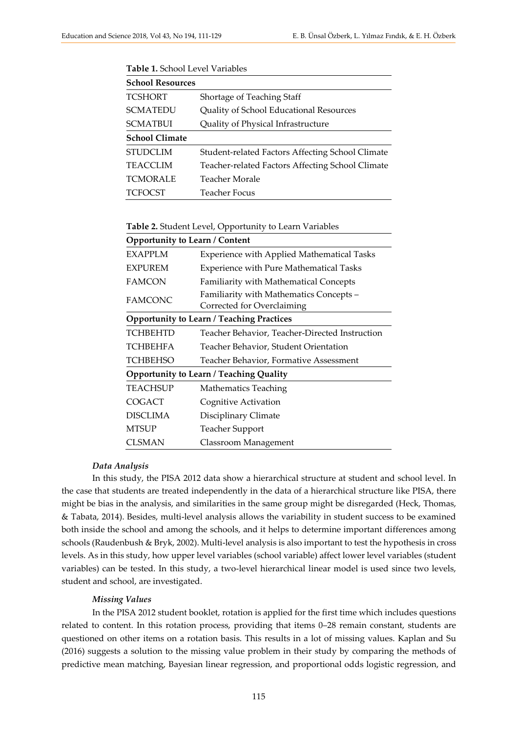**Table 1.** School Level Variables

| **School Resources** | |
|---|---|
| TCSHORT | Shortage of Teaching Staff |
| SCMATEDU | Quality of School Educational Resources |
| SCMATBUI | Quality of Physical Infrastructure |
| **School Climate** | |
| STUDCLIM | Student-related Factors Affecting School Climate |
| TEACCLIM | Teacher-related Factors Affecting School Climate |
| TCMORALE | Teacher Morale |
| TCFOCST | Teacher Focus |

**Table 2.** Student Level, Opportunity to Learn Variables

| **Opportunity to Learn / Content** | |
|---|---|
| EXAPPLM | Experience with Applied Mathematical Tasks |
| EXPUREM | Experience with Pure Mathematical Tasks |
| FAMCON | Familiarity with Mathematical Concepts |
| FAMCONC | Familiarity with Mathematics Concepts – Corrected for Overclaiming |
| **Opportunity to Learn / Teaching Practices** | |
| TCHBEHTD | Teacher Behavior, Teacher-Directed Instruction |
| TCHBEHFA | Teacher Behavior, Student Orientation |
| TCHBEHSO | Teacher Behavior, Formative Assessment |
| **Opportunity to Learn / Teaching Quality** | |
| TEACHSUP | Mathematics Teaching |
| COGACT | Cognitive Activation |
| DISCLIMA | Disciplinary Climate |
| MTSUP | Teacher Support |
| CLSMAN | Classroom Management |

#### *Data Analysis*

In this study, the PISA 2012 data show a hierarchical structure at student and school level. In the case that students are treated independently in the data of a hierarchical structure like PISA, there might be bias in the analysis, and similarities in the same group might be disregarded (Heck, Thomas, & Tabata, 2014). Besides, multi-level analysis allows the variability in student success to be examined both inside the school and among the schools, and it helps to determine important differences among schools (Raudenbush & Bryk, 2002). Multi-level analysis is also important to test the hypothesis in cross levels. As in this study, how upper level variables (school variable) affect lower level variables (student variables) can be tested. In this study, a two-level hierarchical linear model is used since two levels, student and school, are investigated.

#### *Missing Values*

In the PISA 2012 student booklet, rotation is applied for the first time which includes questions related to content. In this rotation process, providing that items 0–28 remain constant, students are questioned on other items on a rotation basis. This results in a lot of missing values. Kaplan and Su (2016) suggests a solution to the missing value problem in their study by comparing the methods of predictive mean matching, Bayesian linear regression, and proportional odds logistic regression, and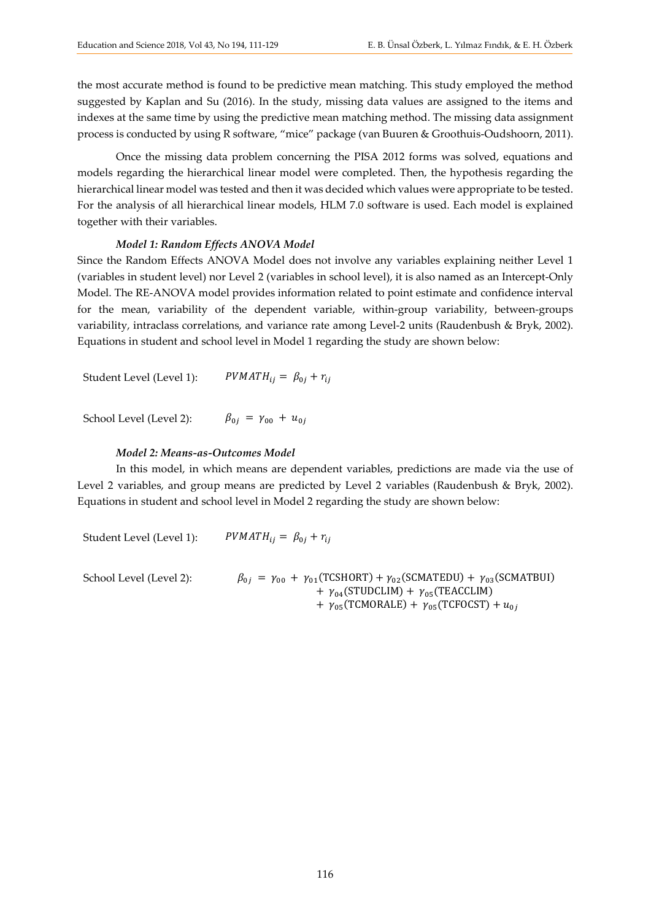the most accurate method is found to be predictive mean matching. This study employed the method suggested by Kaplan and Su (2016). In the study, missing data values are assigned to the items and indexes at the same time by using the predictive mean matching method. The missing data assignment process is conducted by using R software, "mice" package (van Buuren & Groothuis-Oudshoorn, 2011).

Once the missing data problem concerning the PISA 2012 forms was solved, equations and models regarding the hierarchical linear model were completed. Then, the hypothesis regarding the hierarchical linear model was tested and then it was decided which values were appropriate to be tested. For the analysis of all hierarchical linear models, HLM 7.0 software is used. Each model is explained together with their variables.

***Model 1: Random Effects ANOVA Model***

Since the Random Effects ANOVA Model does not involve any variables explaining neither Level 1 (variables in student level) nor Level 2 (variables in school level), it is also named as an Intercept-Only Model. The RE-ANOVA model provides information related to point estimate and confidence interval for the mean, variability of the dependent variable, within-group variability, between-groups variability, intraclass correlations, and variance rate among Level-2 units (Raudenbush & Bryk, 2002). Equations in student and school level in Model 1 regarding the study are shown below:

Student Level (Level 1): $PVMATH_{ij} = \beta_{0j} + r_{ij}$

School Level (Level 2): $\beta_{0j} = \gamma_{00} + u_{0j}$

***Model 2: Means-as-Outcomes Model***

In this model, in which means are dependent variables, predictions are made via the use of Level 2 variables, and group means are predicted by Level 2 variables (Raudenbush & Bryk, 2002). Equations in student and school level in Model 2 regarding the study are shown below:

Student Level (Level 1): $PVMATH_{ij} = \beta_{0j} + r_{ij}$

School Level (Level 2):

$$\beta_{0j} = \gamma_{00} + \gamma_{01}(\text{TCSHORT}) + \gamma_{02}(\text{SCMATEDU}) + \gamma_{03}(\text{SCMATBUI}) + \gamma_{04}(\text{STUDCLIM}) + \gamma_{05}(\text{TEACCLIM}) + \gamma_{05}(\text{TCMORALE}) + \gamma_{05}(\text{TCFOCST}) + u_{0j}$$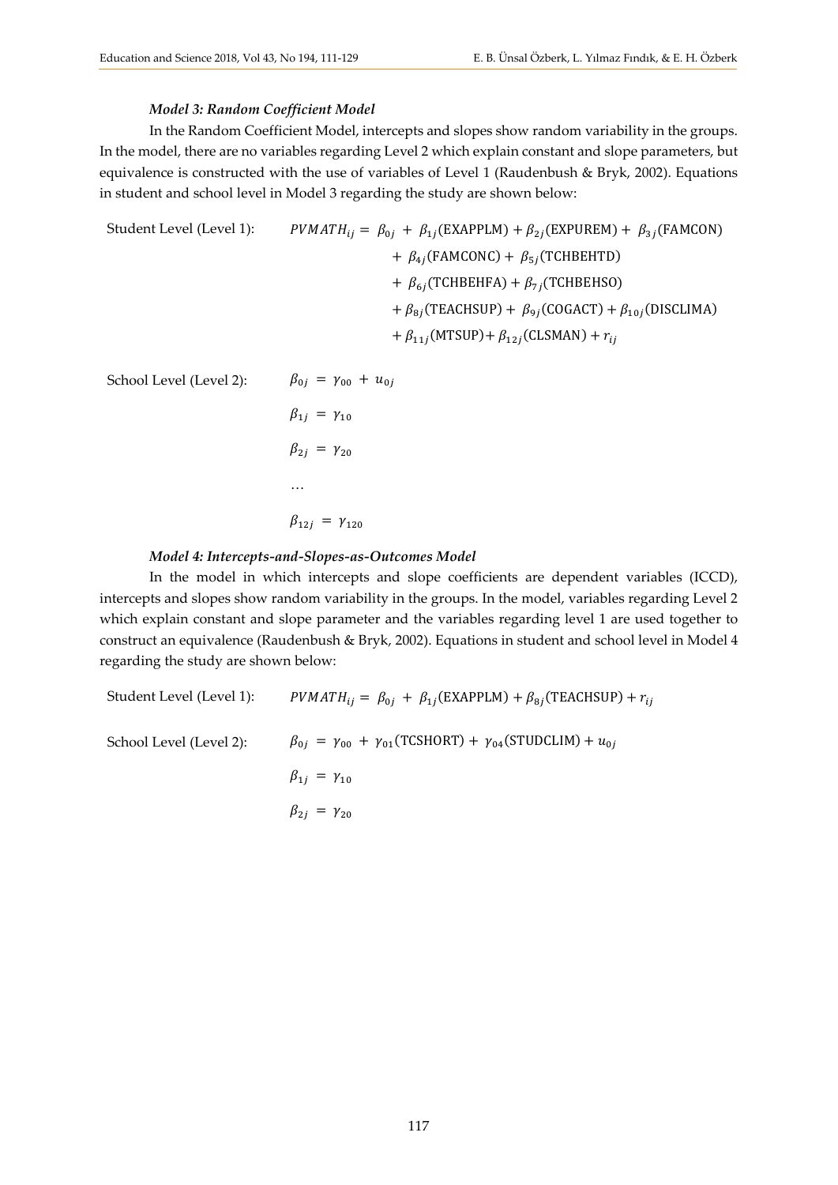***Model 3: Random Coefficient Model***

In the Random Coefficient Model, intercepts and slopes show random variability in the groups. In the model, there are no variables regarding Level 2 which explain constant and slope parameters, but equivalence is constructed with the use of variables of Level 1 (Raudenbush & Bryk, 2002). Equations in student and school level in Model 3 regarding the study are shown below:

Student Level (Level 1):

$$
\begin{aligned}
PVMATH_{ij} = {} & \beta_{0j} + \beta_{1j}(\text{EXAPPLM}) + \beta_{2j}(\text{EXPUREM}) + \beta_{3j}(\text{FAMCON}) \\
& + \beta_{4j}(\text{FAMCONC}) + \beta_{5j}(\text{TCHBEHTD}) \\
& + \beta_{6j}(\text{TCHBEHFA}) + \beta_{7j}(\text{TCHBEHSO}) \\
& + \beta_{8j}(\text{TEACHSUP}) + \beta_{9j}(\text{COGACT}) + \beta_{10j}(\text{DISCLIMA}) \\
& + \beta_{11j}(\text{MTSUP}) + \beta_{12j}(\text{CLSMAN}) + r_{ij}
\end{aligned}
$$

School Level (Level 2):

$$\beta_{0j} = \gamma_{00} + u_{0j}$$

$$\beta_{1j} = \gamma_{10}$$

$$\beta_{2j} = \gamma_{20}$$

$$\ldots$$

$$\beta_{12j} = \gamma_{120}$$

***Model 4: Intercepts-and-Slopes-as-Outcomes Model***

In the model in which intercepts and slope coefficients are dependent variables (ICCD), intercepts and slopes show random variability in the groups. In the model, variables regarding Level 2 which explain constant and slope parameter and the variables regarding level 1 are used together to construct an equivalence (Raudenbush & Bryk, 2002). Equations in student and school level in Model 4 regarding the study are shown below:

Student Level (Level 1):

$$PVMATH_{ij} = \beta_{0j} + \beta_{1j}(\text{EXAPPLM}) + \beta_{8j}(\text{TEACHSUP}) + r_{ij}$$

School Level (Level 2):

$$\beta_{0j} = \gamma_{00} + \gamma_{01}(\text{TCSHORT}) + \gamma_{04}(\text{STUDCLIM}) + u_{0j}$$

$$\beta_{1j} = \gamma_{10}$$

$$\beta_{2j} = \gamma_{20}$$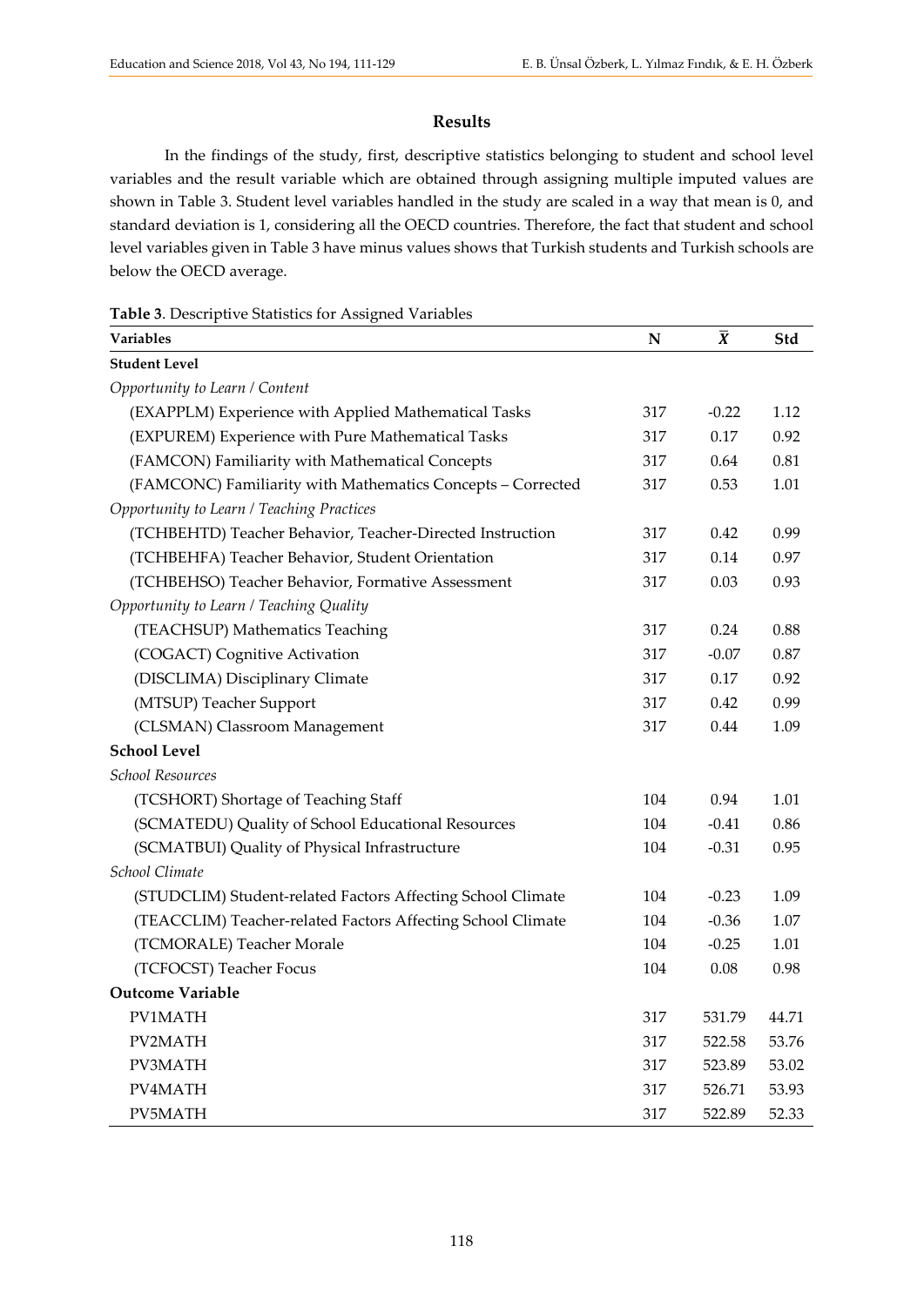## Results

In the findings of the study, first, descriptive statistics belonging to student and school level variables and the result variable which are obtained through assigning multiple imputed values are shown in Table 3. Student level variables handled in the study are scaled in a way that mean is 0, and standard deviation is 1, considering all the OECD countries. Therefore, the fact that student and school level variables given in Table 3 have minus values shows that Turkish students and Turkish schools are below the OECD average.

**Table 3**. Descriptive Statistics for Assigned Variables

| Variables | N | $\bar{X}$ | Std |
|---|---|---|---|
| **Student Level** | | | |
| *Opportunity to Learn / Content* | | | |
| (EXAPPLM) Experience with Applied Mathematical Tasks | 317 | -0.22 | 1.12 |
| (EXPUREM) Experience with Pure Mathematical Tasks | 317 | 0.17 | 0.92 |
| (FAMCON) Familiarity with Mathematical Concepts | 317 | 0.64 | 0.81 |
| (FAMCONC) Familiarity with Mathematics Concepts – Corrected | 317 | 0.53 | 1.01 |
| *Opportunity to Learn / Teaching Practices* | | | |
| (TCHBEHTD) Teacher Behavior, Teacher-Directed Instruction | 317 | 0.42 | 0.99 |
| (TCHBEHFA) Teacher Behavior, Student Orientation | 317 | 0.14 | 0.97 |
| (TCHBEHSO) Teacher Behavior, Formative Assessment | 317 | 0.03 | 0.93 |
| *Opportunity to Learn / Teaching Quality* | | | |
| (TEACHSUP) Mathematics Teaching | 317 | 0.24 | 0.88 |
| (COGACT) Cognitive Activation | 317 | -0.07 | 0.87 |
| (DISCLIMA) Disciplinary Climate | 317 | 0.17 | 0.92 |
| (MTSUP) Teacher Support | 317 | 0.42 | 0.99 |
| (CLSMAN) Classroom Management | 317 | 0.44 | 1.09 |
| **School Level** | | | |
| *School Resources* | | | |
| (TCSHORT) Shortage of Teaching Staff | 104 | 0.94 | 1.01 |
| (SCMATEDU) Quality of School Educational Resources | 104 | -0.41 | 0.86 |
| (SCMATBUI) Quality of Physical Infrastructure | 104 | -0.31 | 0.95 |
| *School Climate* | | | |
| (STUDCLIM) Student-related Factors Affecting School Climate | 104 | -0.23 | 1.09 |
| (TEACCLIM) Teacher-related Factors Affecting School Climate | 104 | -0.36 | 1.07 |
| (TCMORALE) Teacher Morale | 104 | -0.25 | 1.01 |
| (TCFOCST) Teacher Focus | 104 | 0.08 | 0.98 |
| **Outcome Variable** | | | |
| PV1MATH | 317 | 531.79 | 44.71 |
| PV2MATH | 317 | 522.58 | 53.76 |
| PV3MATH | 317 | 523.89 | 53.02 |
| PV4MATH | 317 | 526.71 | 53.93 |
| PV5MATH | 317 | 522.89 | 52.33 |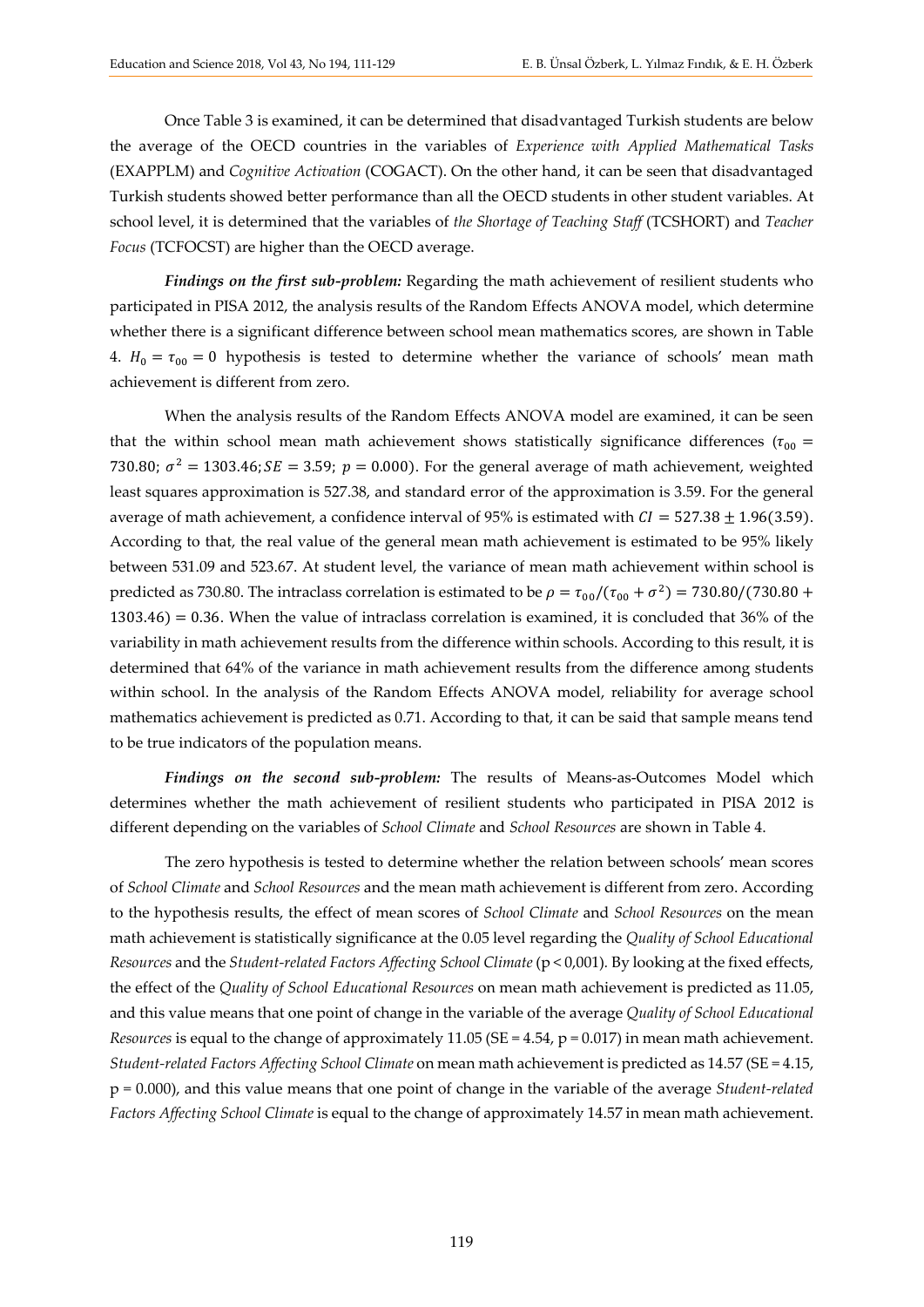Once Table 3 is examined, it can be determined that disadvantaged Turkish students are below the average of the OECD countries in the variables of *Experience with Applied Mathematical Tasks* (EXAPPLM) and *Cognitive Activation* (COGACT). On the other hand, it can be seen that disadvantaged Turkish students showed better performance than all the OECD students in other student variables. At school level, it is determined that the variables of *the Shortage of Teaching Staff* (TCSHORT) and *Teacher Focus* (TCFOCST) are higher than the OECD average.

***Findings on the first sub-problem:*** Regarding the math achievement of resilient students who participated in PISA 2012, the analysis results of the Random Effects ANOVA model, which determine whether there is a significant difference between school mean mathematics scores, are shown in Table 4. $H_0 = \tau_{00} = 0$ hypothesis is tested to determine whether the variance of schools' mean math achievement is different from zero.

When the analysis results of the Random Effects ANOVA model are examined, it can be seen that the within school mean math achievement shows statistically significance differences ($\tau_{00} = 730.80$; $\sigma^2 = 1303.46; SE = 3.59$; $p = 0.000$). For the general average of math achievement, weighted least squares approximation is 527.38, and standard error of the approximation is 3.59. For the general average of math achievement, a confidence interval of 95% is estimated with $CI = 527.38 \pm 1.96(3.59)$. According to that, the real value of the general mean math achievement is estimated to be 95% likely between 531.09 and 523.67. At student level, the variance of mean math achievement within school is predicted as 730.80. The intraclass correlation is estimated to be $\rho = \tau_{00}/(\tau_{00} + \sigma^2) = 730.80/(730.80 + 1303.46) = 0.36$. When the value of intraclass correlation is examined, it is concluded that 36% of the variability in math achievement results from the difference within schools. According to this result, it is determined that 64% of the variance in math achievement results from the difference among students within school. In the analysis of the Random Effects ANOVA model, reliability for average school mathematics achievement is predicted as 0.71. According to that, it can be said that sample means tend to be true indicators of the population means.

***Findings on the second sub-problem:*** The results of Means-as-Outcomes Model which determines whether the math achievement of resilient students who participated in PISA 2012 is different depending on the variables of *School Climate* and *School Resources* are shown in Table 4.

The zero hypothesis is tested to determine whether the relation between schools' mean scores of *School Climate* and *School Resources* and the mean math achievement is different from zero. According to the hypothesis results, the effect of mean scores of *School Climate* and *School Resources* on the mean math achievement is statistically significance at the 0.05 level regarding the *Quality of School Educational Resources* and the *Student-related Factors Affecting School Climate* ($p < 0{,}001$). By looking at the fixed effects, the effect of the *Quality of School Educational Resources* on mean math achievement is predicted as 11.05, and this value means that one point of change in the variable of the average *Quality of School Educational Resources* is equal to the change of approximately 11.05 ($SE = 4.54$, $p = 0.017$) in mean math achievement. *Student-related Factors Affecting School Climate* on mean math achievement is predicted as 14.57 ($SE = 4.15$, $p = 0.000$), and this value means that one point of change in the variable of the average *Student-related Factors Affecting School Climate* is equal to the change of approximately 14.57 in mean math achievement.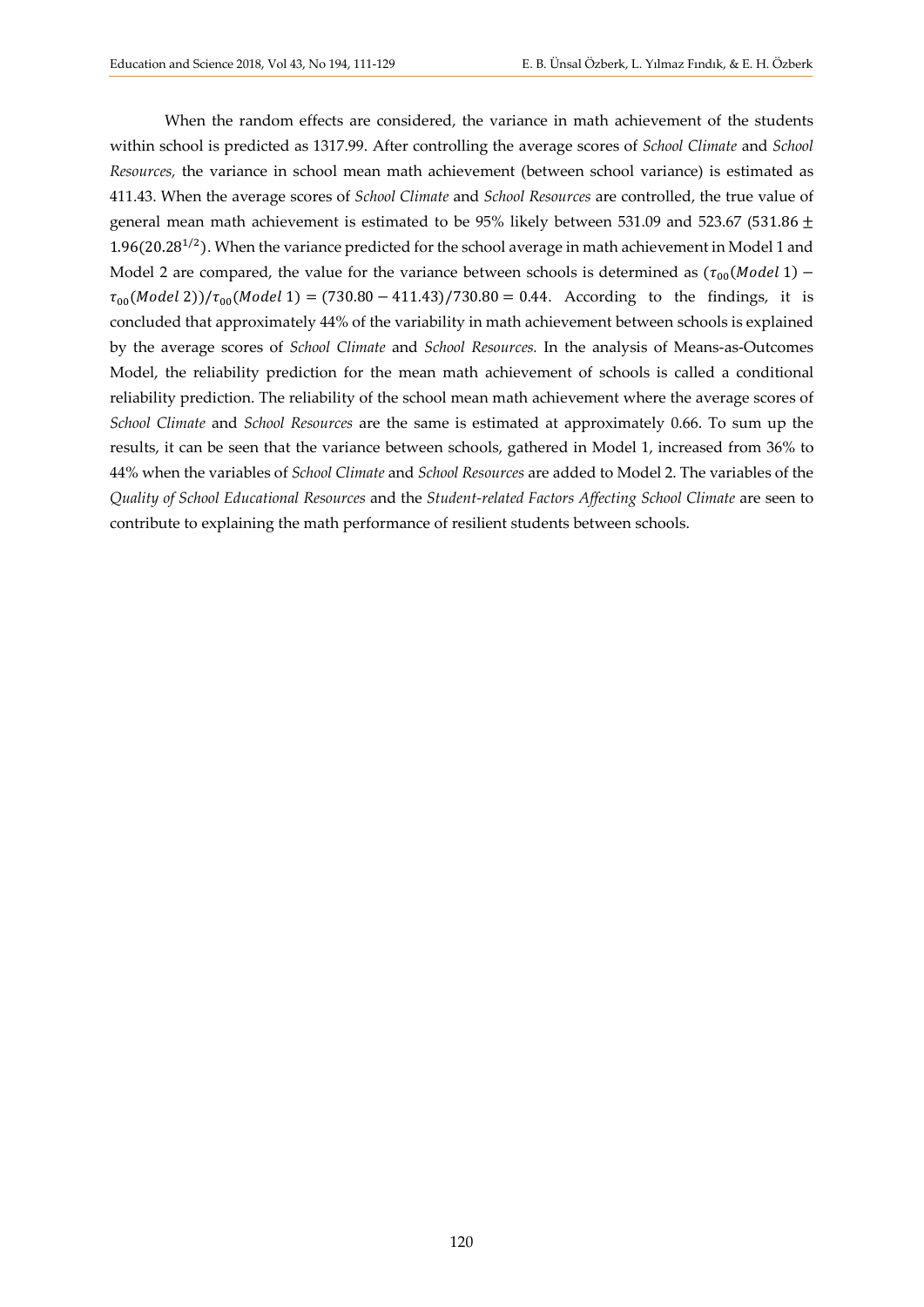When the random effects are considered, the variance in math achievement of the students within school is predicted as 1317.99. After controlling the average scores of *School Climate* and *School Resources,* the variance in school mean math achievement (between school variance) is estimated as 411.43. When the average scores of *School Climate* and *School Resources* are controlled, the true value of general mean math achievement is estimated to be 95% likely between 531.09 and 523.67 ($531.86 \pm 1.96(20.28^{1/2})$). When the variance predicted for the school average in math achievement in Model 1 and Model 2 are compared, the value for the variance between schools is determined as $(\tau_{00}(Model\ 1) - \tau_{00}(Model\ 2))/\tau_{00}(Model\ 1) = (730.80 - 411.43)/730.80 = 0.44$. According to the findings, it is concluded that approximately 44% of the variability in math achievement between schools is explained by the average scores of *School Climate* and *School Resources.* In the analysis of Means-as-Outcomes Model, the reliability prediction for the mean math achievement of schools is called a conditional reliability prediction. The reliability of the school mean math achievement where the average scores of *School Climate* and *School Resources* are the same is estimated at approximately 0.66. To sum up the results, it can be seen that the variance between schools, gathered in Model 1, increased from 36% to 44% when the variables of *School Climate* and *School Resources* are added to Model 2. The variables of the *Quality of School Educational Resources* and the *Student-related Factors Affecting School Climate* are seen to contribute to explaining the math performance of resilient students between schools.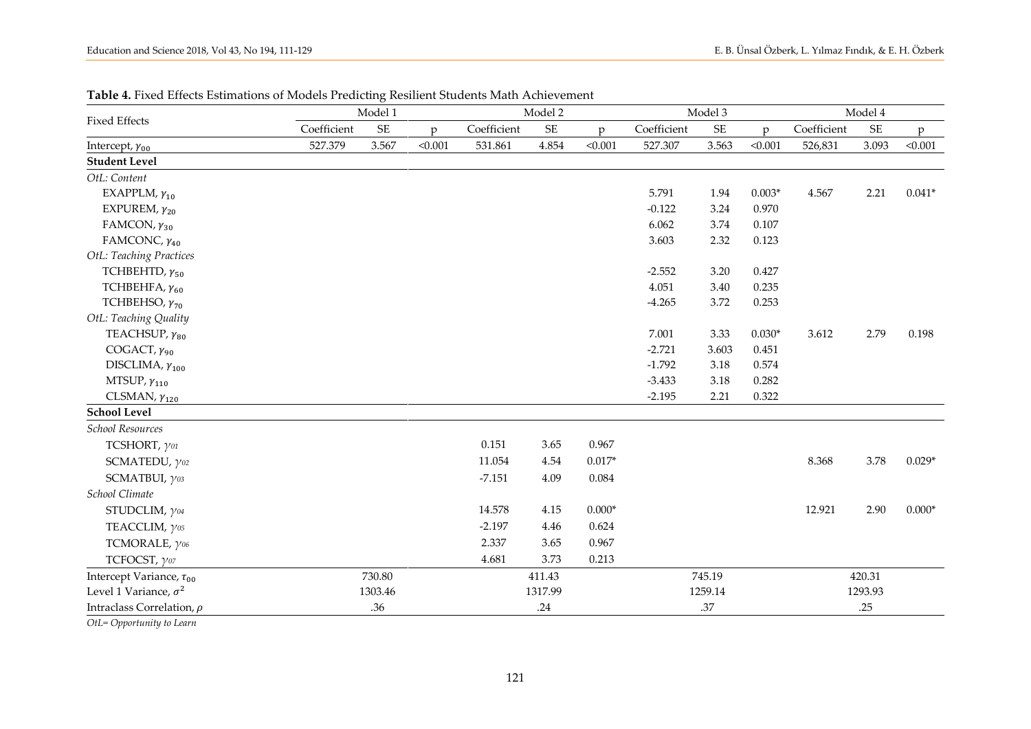**Table 4.** Fixed Effects Estimations of Models Predicting Resilient Students Math Achievement

| Fixed Effects | Model 1 | | | Model 2 | | | Model 3 | | | Model 4 | | |
|---|---|---|---|---|---|---|---|---|---|---|---|---|
| | Coefficient | SE | p | Coefficient | SE | p | Coefficient | SE | p | Coefficient | SE | p |
| Intercept, $\gamma_{00}$ | 527.379 | 3.567 | <0.001 | 531.861 | 4.854 | <0.001 | 527.307 | 3.563 | <0.001 | 526,831 | 3.093 | <0.001 |
| **Student Level** | | | | | | | | | | | | |
| *OtL: Content* | | | | | | | | | | | | |
| EXAPPLM, $\gamma_{10}$ | | | | | | | 5.791 | 1.94 | 0.003* | 4.567 | 2.21 | 0.041* |
| EXPUREM, $\gamma_{20}$ | | | | | | | -0.122 | 3.24 | 0.970 | | | |
| FAMCON, $\gamma_{30}$ | | | | | | | 6.062 | 3.74 | 0.107 | | | |
| FAMCONC, $\gamma_{40}$ | | | | | | | 3.603 | 2.32 | 0.123 | | | |
| *OtL: Teaching Practices* | | | | | | | | | | | | |
| TCHBEHTD, $\gamma_{50}$ | | | | | | | -2.552 | 3.20 | 0.427 | | | |
| TCHBEHFA, $\gamma_{60}$ | | | | | | | 4.051 | 3.40 | 0.235 | | | |
| TCHBEHSO, $\gamma_{70}$ | | | | | | | -4.265 | 3.72 | 0.253 | | | |
| *OtL: Teaching Quality* | | | | | | | | | | | | |
| TEACHSUP, $\gamma_{80}$ | | | | | | | 7.001 | 3.33 | 0.030* | 3.612 | 2.79 | 0.198 |
| COGACT, $\gamma_{90}$ | | | | | | | -2.721 | 3.603 | 0.451 | | | |
| DISCLIMA, $\gamma_{100}$ | | | | | | | -1.792 | 3.18 | 0.574 | | | |
| MTSUP, $\gamma_{110}$ | | | | | | | -3.433 | 3.18 | 0.282 | | | |
| CLSMAN, $\gamma_{120}$ | | | | | | | -2.195 | 2.21 | 0.322 | | | |
| **School Level** | | | | | | | | | | | | |
| *School Resources* | | | | | | | | | | | | |
| TCSHORT, $\gamma_{01}$ | | | | 0.151 | 3.65 | 0.967 | | | | | | |
| SCMATEDU, $\gamma_{02}$ | | | | 11.054 | 4.54 | 0.017* | | | | 8.368 | 3.78 | 0.029* |
| SCMATBUI, $\gamma_{03}$ | | | | -7.151 | 4.09 | 0.084 | | | | | | |
| *School Climate* | | | | | | | | | | | | |
| STUDCLIM, $\gamma_{04}$ | | | | 14.578 | 4.15 | 0.000* | | | | 12.921 | 2.90 | 0.000* |
| TEACCLIM, $\gamma_{05}$ | | | | -2.197 | 4.46 | 0.624 | | | | | | |
| TCMORALE, $\gamma_{06}$ | | | | 2.337 | 3.65 | 0.967 | | | | | | |
| TCFOCST, $\gamma_{07}$ | | | | 4.681 | 3.73 | 0.213 | | | | | | |
| Intercept Variance, $\tau_{00}$ | 730.80 | | | 411.43 | | | 745.19 | | | 420.31 | | |
| Level 1 Variance, $\sigma^2$ | 1303.46 | | | 1317.99 | | | 1259.14 | | | 1293.93 | | |
| Intraclass Correlation, $\rho$ | .36 | | | .24 | | | .37 | | | .25 | | |

*OtL= Opportunity to Learn*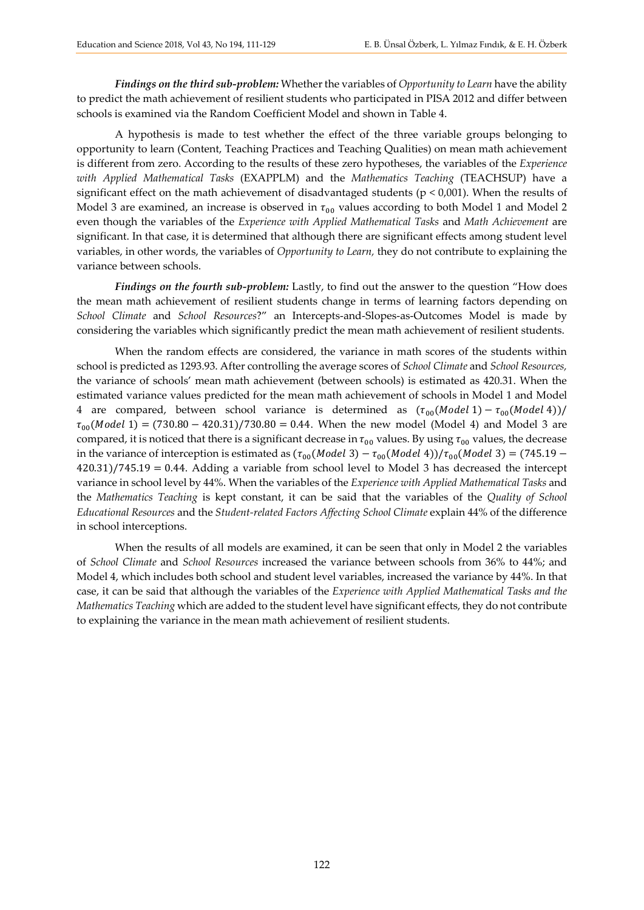***Findings on the third sub-problem:*** Whether the variables of *Opportunity to Learn* have the ability to predict the math achievement of resilient students who participated in PISA 2012 and differ between schools is examined via the Random Coefficient Model and shown in Table 4.

A hypothesis is made to test whether the effect of the three variable groups belonging to opportunity to learn (Content, Teaching Practices and Teaching Qualities) on mean math achievement is different from zero. According to the results of these zero hypotheses, the variables of the *Experience with Applied Mathematical Tasks* (EXAPPLM) and the *Mathematics Teaching* (TEACHSUP) have a significant effect on the math achievement of disadvantaged students ($p < 0{,}001$). When the results of Model 3 are examined, an increase is observed in $\tau_{00}$ values according to both Model 1 and Model 2 even though the variables of the *Experience with Applied Mathematical Tasks* and *Math Achievement* are significant. In that case, it is determined that although there are significant effects among student level variables, in other words, the variables of *Opportunity to Learn,* they do not contribute to explaining the variance between schools.

***Findings on the fourth sub-problem:*** Lastly, to find out the answer to the question "How does the mean math achievement of resilient students change in terms of learning factors depending on *School Climate* and *School Resources*?" an Intercepts-and-Slopes-as-Outcomes Model is made by considering the variables which significantly predict the mean math achievement of resilient students.

When the random effects are considered, the variance in math scores of the students within school is predicted as 1293.93. After controlling the average scores of *School Climate* and *School Resources,* the variance of schools' mean math achievement (between schools) is estimated as 420.31. When the estimated variance values predicted for the mean math achievement of schools in Model 1 and Model 4 are compared, between school variance is determined as $(\tau_{00}(Model\ 1) - \tau_{00}(Model\ 4))/\tau_{00}(Model\ 1) = (730.80 - 420.31)/730.80 = 0.44$. When the new model (Model 4) and Model 3 are compared, it is noticed that there is a significant decrease in $\tau_{00}$ values. By using $\tau_{00}$ values, the decrease in the variance of interception is estimated as $(\tau_{00}(Model\ 3) - \tau_{00}(Model\ 4))/\tau_{00}(Model\ 3) = (745.19 - 420.31)/745.19 = 0.44$. Adding a variable from school level to Model 3 has decreased the intercept variance in school level by 44%. When the variables of the *Experience with Applied Mathematical Tasks* and the *Mathematics Teaching* is kept constant, it can be said that the variables of the *Quality of School Educational Resources* and the *Student-related Factors Affecting School Climate* explain 44% of the difference in school interceptions.

When the results of all models are examined, it can be seen that only in Model 2 the variables of *School Climate* and *School Resources* increased the variance between schools from 36% to 44%; and Model 4, which includes both school and student level variables, increased the variance by 44%. In that case, it can be said that although the variables of the *Experience with Applied Mathematical Tasks and the Mathematics Teaching* which are added to the student level have significant effects, they do not contribute to explaining the variance in the mean math achievement of resilient students.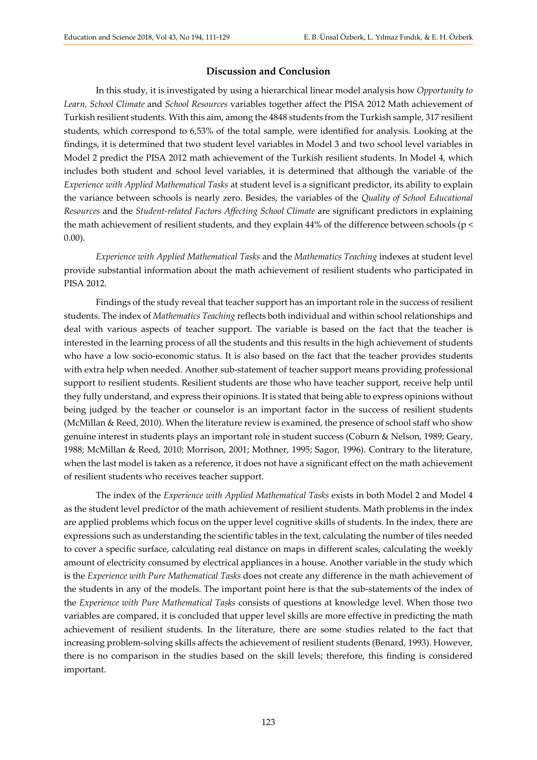## Discussion and Conclusion

In this study, it is investigated by using a hierarchical linear model analysis how *Opportunity to Learn*, *School Climate* and *School Resources* variables together affect the PISA 2012 Math achievement of Turkish resilient students. With this aim, among the 4848 students from the Turkish sample, 317 resilient students, which correspond to 6,53% of the total sample, were identified for analysis. Looking at the findings, it is determined that two student level variables in Model 3 and two school level variables in Model 2 predict the PISA 2012 math achievement of the Turkish resilient students. In Model 4, which includes both student and school level variables, it is determined that although the variable of the *Experience with Applied Mathematical Tasks* at student level is a significant predictor, its ability to explain the variance between schools is nearly zero. Besides, the variables of the *Quality of School Educational Resources* and the *Student-related Factors Affecting School Climate* are significant predictors in explaining the math achievement of resilient students, and they explain 44% of the difference between schools ($p < 0.00$).

*Experience with Applied Mathematical Tasks* and the *Mathematics Teaching* indexes at student level provide substantial information about the math achievement of resilient students who participated in PISA 2012.

Findings of the study reveal that teacher support has an important role in the success of resilient students. The index of *Mathematics Teaching* reflects both individual and within school relationships and deal with various aspects of teacher support. The variable is based on the fact that the teacher is interested in the learning process of all the students and this results in the high achievement of students who have a low socio-economic status. It is also based on the fact that the teacher provides students with extra help when needed. Another sub-statement of teacher support means providing professional support to resilient students. Resilient students are those who have teacher support, receive help until they fully understand, and express their opinions. It is stated that being able to express opinions without being judged by the teacher or counselor is an important factor in the success of resilient students (McMillan & Reed, 2010). When the literature review is examined, the presence of school staff who show genuine interest in students plays an important role in student success (Coburn & Nelson, 1989; Geary, 1988; McMillan & Reed, 2010; Morrison, 2001; Mothner, 1995; Sagor, 1996). Contrary to the literature, when the last model is taken as a reference, it does not have a significant effect on the math achievement of resilient students who receives teacher support.

The index of the *Experience with Applied Mathematical Tasks* exists in both Model 2 and Model 4 as the student level predictor of the math achievement of resilient students. Math problems in the index are applied problems which focus on the upper level cognitive skills of students. In the index, there are expressions such as understanding the scientific tables in the text, calculating the number of tiles needed to cover a specific surface, calculating real distance on maps in different scales, calculating the weekly amount of electricity consumed by electrical appliances in a house. Another variable in the study which is the *Experience with Pure Mathematical Tasks* does not create any difference in the math achievement of the students in any of the models. The important point here is that the sub-statements of the index of the *Experience with Pure Mathematical Tasks* consists of questions at knowledge level. When those two variables are compared, it is concluded that upper level skills are more effective in predicting the math achievement of resilient students. In the literature, there are some studies related to the fact that increasing problem-solving skills affects the achievement of resilient students (Benard, 1993). However, there is no comparison in the studies based on the skill levels; therefore, this finding is considered important.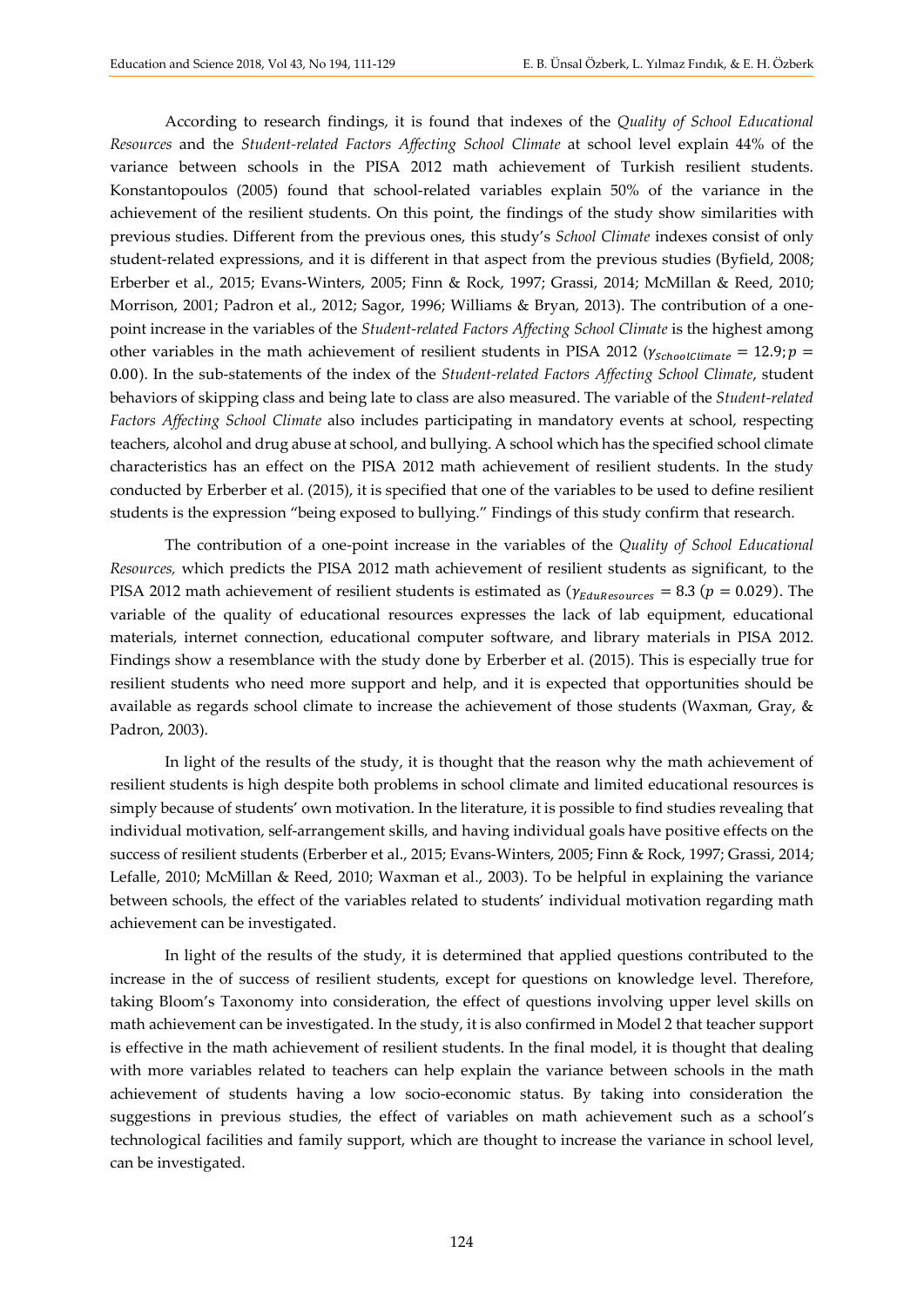According to research findings, it is found that indexes of the *Quality of School Educational Resources* and the *Student-related Factors Affecting School Climate* at school level explain 44% of the variance between schools in the PISA 2012 math achievement of Turkish resilient students. Konstantopoulos (2005) found that school-related variables explain 50% of the variance in the achievement of the resilient students. On this point, the findings of the study show similarities with previous studies. Different from the previous ones, this study's *School Climate* indexes consist of only student-related expressions, and it is different in that aspect from the previous studies (Byfield, 2008; Erberber et al., 2015; Evans-Winters, 2005; Finn & Rock, 1997; Grassi, 2014; McMillan & Reed, 2010; Morrison, 2001; Padron et al., 2012; Sagor, 1996; Williams & Bryan, 2013). The contribution of a one-point increase in the variables of the *Student-related Factors Affecting School Climate* is the highest among other variables in the math achievement of resilient students in PISA 2012 ($\gamma_{SchoolClimate} = 12.9; p = 0.00$). In the sub-statements of the index of the *Student-related Factors Affecting School Climate*, student behaviors of skipping class and being late to class are also measured. The variable of the *Student-related Factors Affecting School Climate* also includes participating in mandatory events at school, respecting teachers, alcohol and drug abuse at school, and bullying. A school which has the specified school climate characteristics has an effect on the PISA 2012 math achievement of resilient students. In the study conducted by Erberber et al. (2015), it is specified that one of the variables to be used to define resilient students is the expression "being exposed to bullying." Findings of this study confirm that research.

The contribution of a one-point increase in the variables of the *Quality of School Educational Resources,* which predicts the PISA 2012 math achievement of resilient students as significant, to the PISA 2012 math achievement of resilient students is estimated as ($\gamma_{EduResources} = 8.3$ $(p = 0.029)$. The variable of the quality of educational resources expresses the lack of lab equipment, educational materials, internet connection, educational computer software, and library materials in PISA 2012. Findings show a resemblance with the study done by Erberber et al. (2015). This is especially true for resilient students who need more support and help, and it is expected that opportunities should be available as regards school climate to increase the achievement of those students (Waxman, Gray, & Padron, 2003).

In light of the results of the study, it is thought that the reason why the math achievement of resilient students is high despite both problems in school climate and limited educational resources is simply because of students' own motivation. In the literature, it is possible to find studies revealing that individual motivation, self-arrangement skills, and having individual goals have positive effects on the success of resilient students (Erberber et al., 2015; Evans-Winters, 2005; Finn & Rock, 1997; Grassi, 2014; Lefalle, 2010; McMillan & Reed, 2010; Waxman et al., 2003). To be helpful in explaining the variance between schools, the effect of the variables related to students' individual motivation regarding math achievement can be investigated.

In light of the results of the study, it is determined that applied questions contributed to the increase in the of success of resilient students, except for questions on knowledge level. Therefore, taking Bloom's Taxonomy into consideration, the effect of questions involving upper level skills on math achievement can be investigated. In the study, it is also confirmed in Model 2 that teacher support is effective in the math achievement of resilient students. In the final model, it is thought that dealing with more variables related to teachers can help explain the variance between schools in the math achievement of students having a low socio-economic status. By taking into consideration the suggestions in previous studies, the effect of variables on math achievement such as a school's technological facilities and family support, which are thought to increase the variance in school level, can be investigated.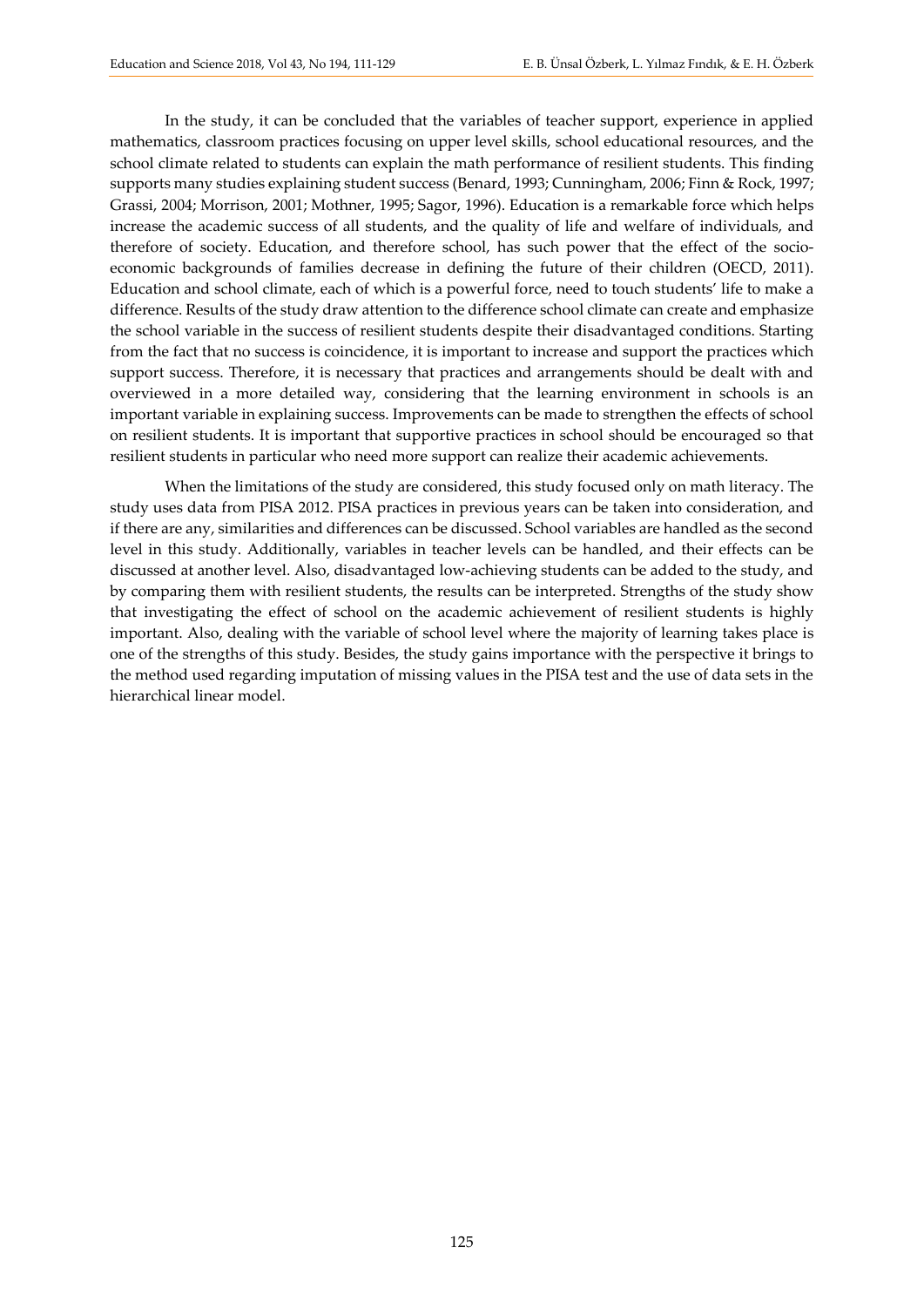In the study, it can be concluded that the variables of teacher support, experience in applied mathematics, classroom practices focusing on upper level skills, school educational resources, and the school climate related to students can explain the math performance of resilient students. This finding supports many studies explaining student success (Benard, 1993; Cunningham, 2006; Finn & Rock, 1997; Grassi, 2004; Morrison, 2001; Mothner, 1995; Sagor, 1996). Education is a remarkable force which helps increase the academic success of all students, and the quality of life and welfare of individuals, and therefore of society. Education, and therefore school, has such power that the effect of the socio-economic backgrounds of families decrease in defining the future of their children (OECD, 2011). Education and school climate, each of which is a powerful force, need to touch students' life to make a difference. Results of the study draw attention to the difference school climate can create and emphasize the school variable in the success of resilient students despite their disadvantaged conditions. Starting from the fact that no success is coincidence, it is important to increase and support the practices which support success. Therefore, it is necessary that practices and arrangements should be dealt with and overviewed in a more detailed way, considering that the learning environment in schools is an important variable in explaining success. Improvements can be made to strengthen the effects of school on resilient students. It is important that supportive practices in school should be encouraged so that resilient students in particular who need more support can realize their academic achievements.

When the limitations of the study are considered, this study focused only on math literacy. The study uses data from PISA 2012. PISA practices in previous years can be taken into consideration, and if there are any, similarities and differences can be discussed. School variables are handled as the second level in this study. Additionally, variables in teacher levels can be handled, and their effects can be discussed at another level. Also, disadvantaged low-achieving students can be added to the study, and by comparing them with resilient students, the results can be interpreted. Strengths of the study show that investigating the effect of school on the academic achievement of resilient students is highly important. Also, dealing with the variable of school level where the majority of learning takes place is one of the strengths of this study. Besides, the study gains importance with the perspective it brings to the method used regarding imputation of missing values in the PISA test and the use of data sets in the hierarchical linear model.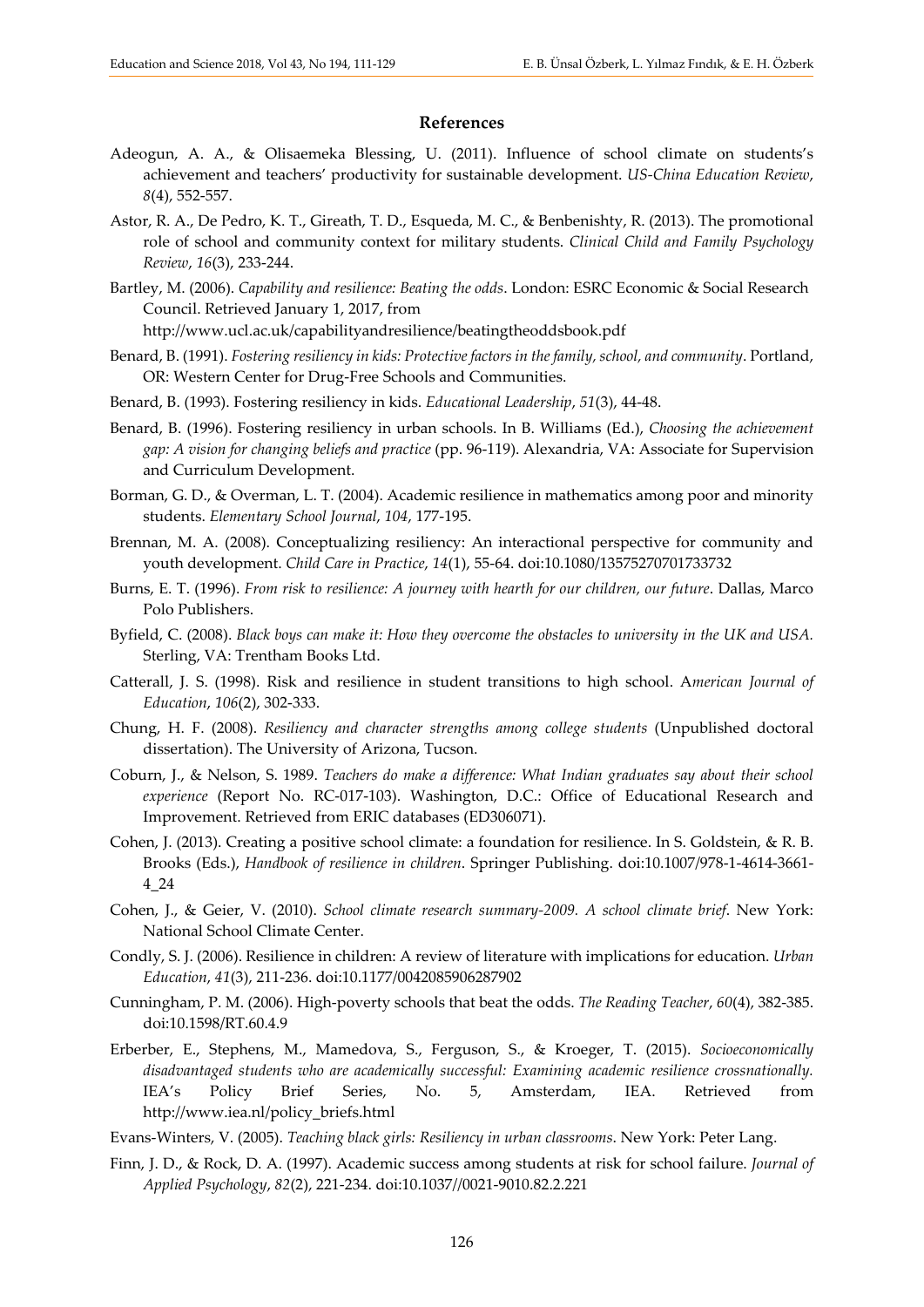## References

Adeogun, A. A., & Olisaemeka Blessing, U. (2011). Influence of school climate on students's achievement and teachers' productivity for sustainable development. *US-China Education Review*, *8*(4), 552-557.

Astor, R. A., De Pedro, K. T., Gireath, T. D., Esqueda, M. C., & Benbenishty, R. (2013). The promotional role of school and community context for military students. *Clinical Child and Family Psychology Review*, *16*(3), 233-244.

Bartley, M. (2006). *Capability and resilience: Beating the odds*. London: ESRC Economic & Social Research Council. Retrieved January 1, 2017, from http://www.ucl.ac.uk/capabilityandresilience/beatingtheoddsbook.pdf

Benard, B. (1991). *Fostering resiliency in kids: Protective factors in the family, school, and community*. Portland, OR: Western Center for Drug-Free Schools and Communities.

Benard, B. (1993). Fostering resiliency in kids. *Educational Leadership*, *51*(3), 44-48.

Benard, B. (1996). Fostering resiliency in urban schools. In B. Williams (Ed.), *Choosing the achievement gap: A vision for changing beliefs and practice* (pp. 96-119). Alexandria, VA: Associate for Supervision and Curriculum Development.

Borman, G. D., & Overman, L. T. (2004). Academic resilience in mathematics among poor and minority students. *Elementary School Journal*, *104*, 177-195.

Brennan, M. A. (2008). Conceptualizing resiliency: An interactional perspective for community and youth development. *Child Care in Practice*, *14*(1), 55-64. doi:10.1080/13575270701733732

Burns, E. T. (1996). *From risk to resilience: A journey with hearth for our children, our future*. Dallas, Marco Polo Publishers.

Byfield, C. (2008). *Black boys can make it: How they overcome the obstacles to university in the UK and USA.* Sterling, VA: Trentham Books Ltd.

Catterall, J. S. (1998). Risk and resilience in student transitions to high school. A*merican Journal of Education*, *106*(2), 302-333.

Chung, H. F. (2008). *Resiliency and character strengths among college students* (Unpublished doctoral dissertation). The University of Arizona, Tucson.

Coburn, J., & Nelson, S. 1989. *Teachers do make a difference: What Indian graduates say about their school experience* (Report No. RC-017-103). Washington, D.C.: Office of Educational Research and Improvement. Retrieved from ERIC databases (ED306071).

Cohen, J. (2013). Creating a positive school climate: a foundation for resilience. In S. Goldstein, & R. B. Brooks (Eds.), *Handbook of resilience in children*. Springer Publishing. doi:10.1007/978-1-4614-3661-4_24

Cohen, J., & Geier, V. (2010). *School climate research summary-2009. A school climate brief*. New York: National School Climate Center.

Condly, S. J. (2006). Resilience in children: A review of literature with implications for education. *Urban Education*, *41*(3), 211-236. doi:10.1177/0042085906287902

Cunningham, P. M. (2006). High-poverty schools that beat the odds. *The Reading Teacher*, *60*(4), 382-385. doi:10.1598/RT.60.4.9

Erberber, E., Stephens, M., Mamedova, S., Ferguson, S., & Kroeger, T. (2015). *Socioeconomically disadvantaged students who are academically successful: Examining academic resilience crossnationally.* IEA's Policy Brief Series, No. 5, Amsterdam, IEA. Retrieved from http://www.iea.nl/policy_briefs.html

Evans-Winters, V. (2005). *Teaching black girls: Resiliency in urban classrooms*. New York: Peter Lang.

Finn, J. D., & Rock, D. A. (1997). Academic success among students at risk for school failure. *Journal of Applied Psychology*, *82*(2), 221-234. doi:10.1037//0021-9010.82.2.221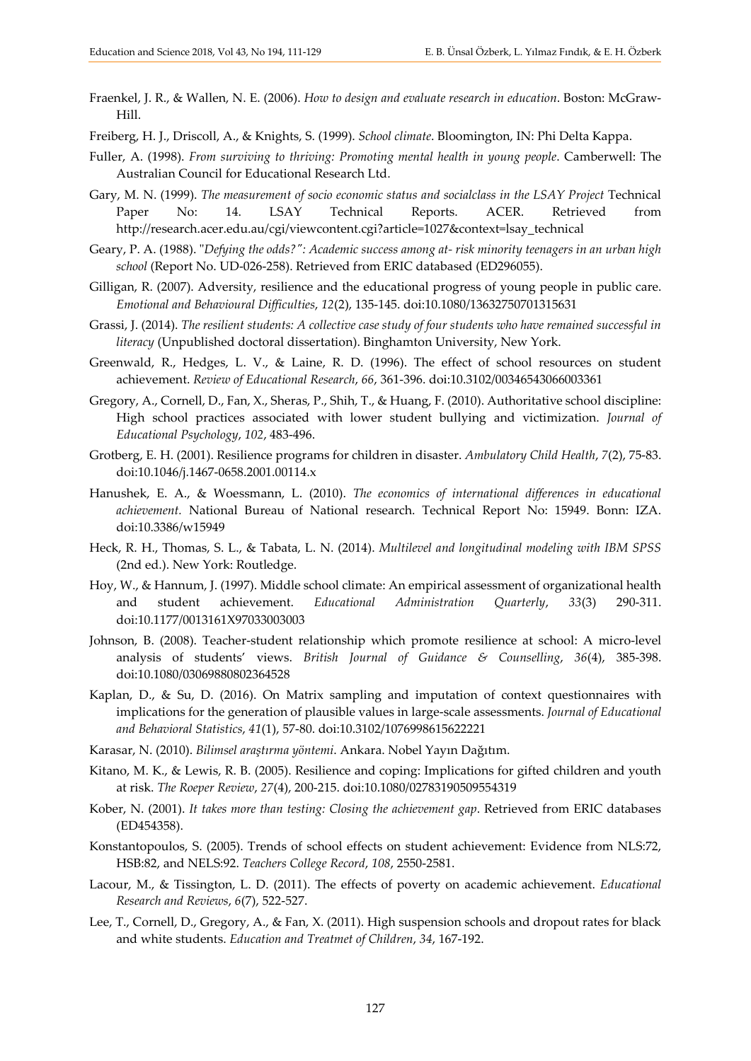Fraenkel, J. R., & Wallen, N. E. (2006). *How to design and evaluate research in education*. Boston: McGraw-Hill.

Freiberg, H. J., Driscoll, A., & Knights, S. (1999). *School climate*. Bloomington, IN: Phi Delta Kappa.

Fuller, A. (1998). *From surviving to thriving: Promoting mental health in young people*. Camberwell: The Australian Council for Educational Research Ltd.

Gary, M. N. (1999). *The measurement of socio economic status and socialclass in the LSAY Project* Technical Paper No: 14. LSAY Technical Reports. ACER. Retrieved from http://research.acer.edu.au/cgi/viewcontent.cgi?article=1027&context=lsay_technical

Geary, P. A. (1988). "*Defying the odds?": Academic success among at- risk minority teenagers in an urban high school* (Report No. UD-026-258). Retrieved from ERIC databased (ED296055).

Gilligan, R. (2007). Adversity, resilience and the educational progress of young people in public care. *Emotional and Behavioural Difficulties*, *12*(2), 135-145. doi:10.1080/13632750701315631

Grassi, J. (2014). *The resilient students: A collective case study of four students who have remained successful in literacy* (Unpublished doctoral dissertation). Binghamton University, New York.

Greenwald, R., Hedges, L. V., & Laine, R. D. (1996). The effect of school resources on student achievement. *Review of Educational Research*, *66*, 361-396. doi:10.3102/00346543066003361

Gregory, A., Cornell, D., Fan, X., Sheras, P., Shih, T., & Huang, F. (2010). Authoritative school discipline: High school practices associated with lower student bullying and victimization. *Journal of Educational Psychology*, *102*, 483-496.

Grotberg, E. H. (2001). Resilience programs for children in disaster. *Ambulatory Child Health*, *7*(2), 75-83. doi:10.1046/j.1467-0658.2001.00114.x

Hanushek, E. A., & Woessmann, L. (2010). *The economics of international differences in educational achievement.* National Bureau of National research. Technical Report No: 15949. Bonn: IZA. doi:10.3386/w15949

Heck, R. H., Thomas, S. L., & Tabata, L. N. (2014). *Multilevel and longitudinal modeling with IBM SPSS* (2nd ed.). New York: Routledge.

Hoy, W., & Hannum, J. (1997). Middle school climate: An empirical assessment of organizational health and student achievement. *Educational Administration Quarterly*, *33*(3) 290-311. doi:10.1177/0013161X97033003003

Johnson, B. (2008). Teacher-student relationship which promote resilience at school: A micro-level analysis of students' views. *British Journal of Guidance & Counselling*, *36*(4), 385-398. doi:10.1080/03069880802364528

Kaplan, D., & Su, D. (2016). On Matrix sampling and imputation of context questionnaires with implications for the generation of plausible values in large-scale assessments. *Journal of Educational and Behavioral Statistics*, *41*(1), 57-80. doi:10.3102/1076998615622221

Karasar, N. (2010). *Bilimsel araştırma yöntemi*. Ankara. Nobel Yayın Dağıtım.

Kitano, M. K., & Lewis, R. B. (2005). Resilience and coping: Implications for gifted children and youth at risk. *The Roeper Review*, *27*(4), 200-215. doi:10.1080/02783190509554319

Kober, N. (2001). *It takes more than testing: Closing the achievement gap*. Retrieved from ERIC databases (ED454358).

Konstantopoulos, S. (2005). Trends of school effects on student achievement: Evidence from NLS:72, HSB:82, and NELS:92. *Teachers College Record*, *108*, 2550-2581.

Lacour, M., & Tissington, L. D. (2011). The effects of poverty on academic achievement. *Educational Research and Reviews*, *6*(7), 522-527.

Lee, T., Cornell, D., Gregory, A., & Fan, X. (2011). High suspension schools and dropout rates for black and white students. *Education and Treatmet of Children*, *34*, 167-192.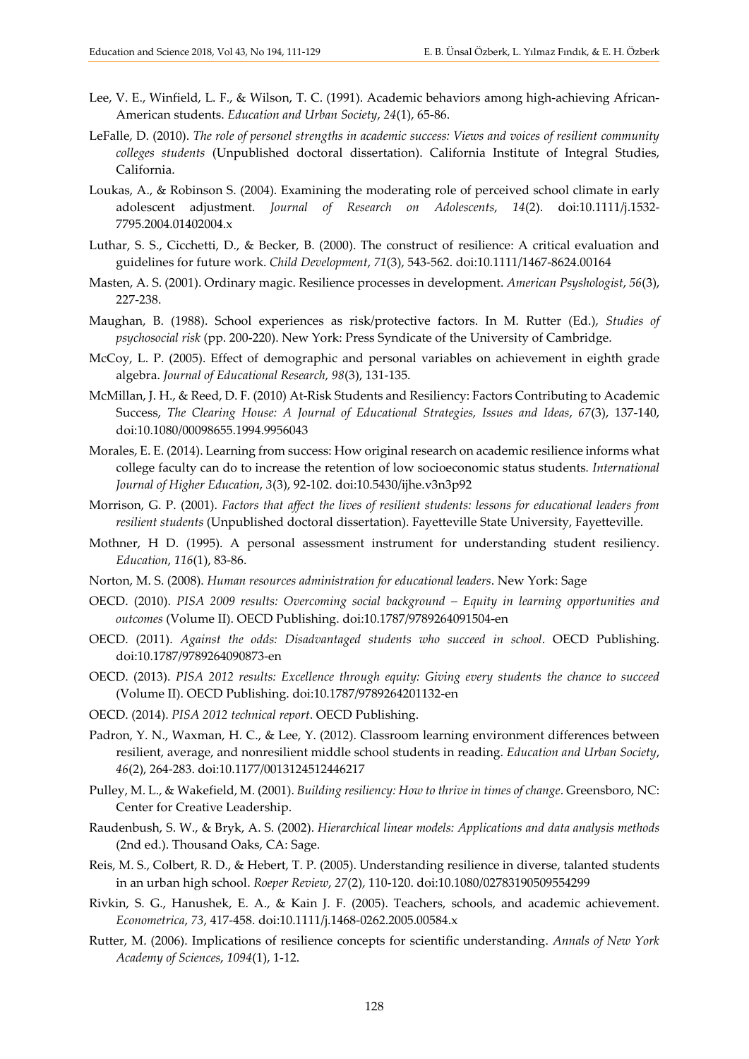Lee, V. E., Winfield, L. F., & Wilson, T. C. (1991). Academic behaviors among high-achieving African-American students. *Education and Urban Society*, *24*(1), 65-86.

LeFalle, D. (2010). *The role of personel strengths in academic success: Views and voices of resilient community colleges students* (Unpublished doctoral dissertation). California Institute of Integral Studies, California.

Loukas, A., & Robinson S. (2004). Examining the moderating role of perceived school climate in early adolescent adjustment. *Journal of Research on Adolescents*, *14*(2). doi:10.1111/j.1532-7795.2004.01402004.x

Luthar, S. S., Cicchetti, D., & Becker, B. (2000). The construct of resilience: A critical evaluation and guidelines for future work. *Child Development*, *71*(3), 543-562. doi:10.1111/1467-8624.00164

Masten, A. S. (2001). Ordinary magic. Resilience processes in development. *American Psyshologist*, *56*(3), 227-238.

Maughan, B. (1988). School experiences as risk/protective factors. In M. Rutter (Ed.), *Studies of psychosocial risk* (pp. 200-220). New York: Press Syndicate of the University of Cambridge.

McCoy, L. P. (2005). Effect of demographic and personal variables on achievement in eighth grade algebra. *Journal of Educational Research, 98*(3), 131-135.

McMillan, J. H., & Reed, D. F. (2010) At-Risk Students and Resiliency: Factors Contributing to Academic Success, *The Clearing House: A Journal of Educational Strategies, Issues and Ideas*, *67*(3), 137-140, doi:10.1080/00098655.1994.9956043

Morales, E. E. (2014). Learning from success: How original research on academic resilience informs what college faculty can do to increase the retention of low socioeconomic status students*. International Journal of Higher Education*, *3*(3), 92-102. doi:10.5430/ijhe.v3n3p92

Morrison, G. P. (2001). *Factors that affect the lives of resilient students: lessons for educational leaders from resilient students* (Unpublished doctoral dissertation). Fayetteville State University, Fayetteville.

Mothner, H D. (1995). A personal assessment instrument for understanding student resiliency. *Education*, *116*(1), 83-86.

Norton, M. S. (2008). *Human resources administration for educational leaders*. New York: Sage

OECD. (2010). *PISA 2009 results: Overcoming social background – Equity in learning opportunities and outcomes* (Volume II). OECD Publishing. doi:10.1787/9789264091504-en

OECD. (2011). *Against the odds: Disadvantaged students who succeed in school*. OECD Publishing. doi:10.1787/9789264090873-en

OECD. (2013). *PISA 2012 results: Excellence through equity: Giving every students the chance to succeed* (Volume II). OECD Publishing. doi:10.1787/9789264201132-en

OECD. (2014). *PISA 2012 technical report*. OECD Publishing.

Padron, Y. N., Waxman, H. C., & Lee, Y. (2012). Classroom learning environment differences between resilient, average, and nonresilient middle school students in reading. *Education and Urban Society*, *46*(2), 264-283. doi:10.1177/0013124512446217

Pulley, M. L., & Wakefield, M. (2001). *Building resiliency: How to thrive in times of change*. Greensboro, NC: Center for Creative Leadership.

Raudenbush, S. W., & Bryk, A. S. (2002). *Hierarchical linear models: Applications and data analysis methods* (2nd ed.). Thousand Oaks, CA: Sage.

Reis, M. S., Colbert, R. D., & Hebert, T. P. (2005). Understanding resilience in diverse, talanted students in an urban high school. *Roeper Review*, *27*(2), 110-120. doi:10.1080/02783190509554299

Rivkin, S. G., Hanushek, E. A., & Kain J. F. (2005). Teachers, schools, and academic achievement. *Econometrica*, *73*, 417-458. doi:10.1111/j.1468-0262.2005.00584.x

Rutter, M. (2006). Implications of resilience concepts for scientific understanding. *Annals of New York Academy of Sciences*, *1094*(1), 1-12.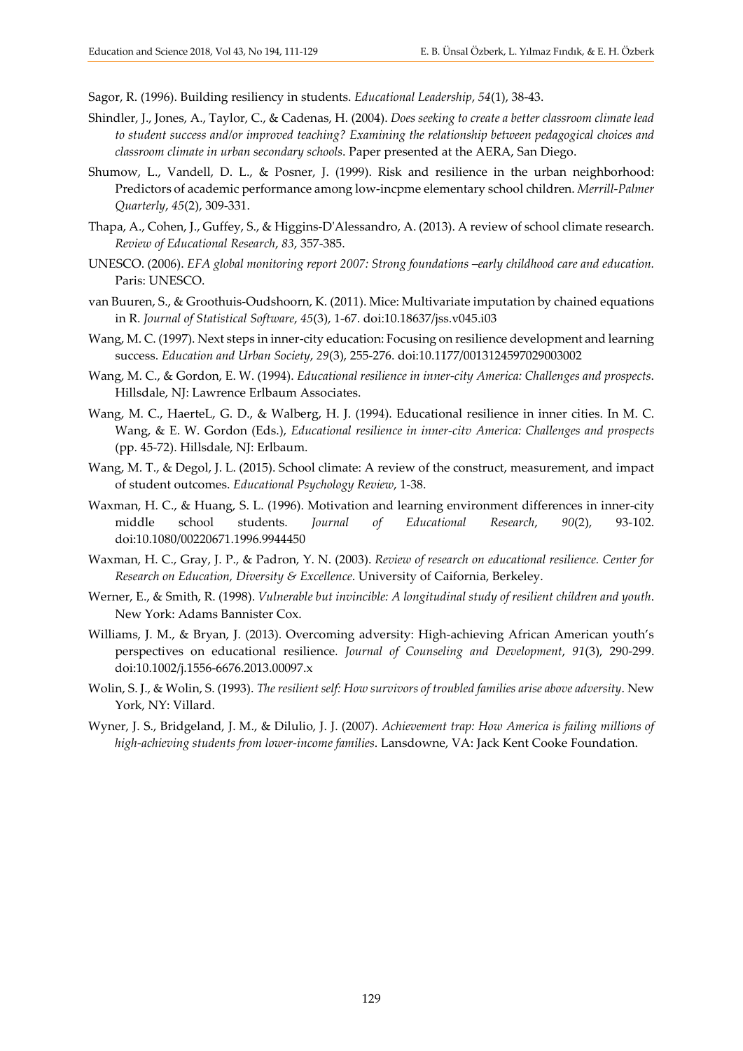Sagor, R. (1996). Building resiliency in students. *Educational Leadership*, *54*(1), 38-43.

Shindler, J., Jones, A., Taylor, C., & Cadenas, H. (2004). *Does seeking to create a better classroom climate lead to student success and/or improved teaching? Examining the relationship between pedagogical choices and classroom climate in urban secondary schools*. Paper presented at the AERA, San Diego.

Shumow, L., Vandell, D. L., & Posner, J. (1999). Risk and resilience in the urban neighborhood: Predictors of academic performance among low-incpme elementary school children. *Merrill-Palmer Quarterly*, *45*(2), 309-331.

Thapa, A., Cohen, J., Guffey, S., & Higgins-D'Alessandro, A. (2013). A review of school climate research. *Review of Educational Research*, *83*, 357-385.

UNESCO. (2006). *EFA global monitoring report 2007: Strong foundations –early childhood care and education.* Paris: UNESCO.

van Buuren, S., & Groothuis-Oudshoorn, K. (2011). Mice: Multivariate imputation by chained equations in R. *Journal of Statistical Software*, *45*(3), 1-67. doi:10.18637/jss.v045.i03

Wang, M. C. (1997). Next steps in inner-city education: Focusing on resilience development and learning success. *Education and Urban Society*, *29*(3), 255-276. doi:10.1177/0013124597029003002

Wang, M. C., & Gordon, E. W. (1994). *Educational resilience in inner-city America: Challenges and prospects*. Hillsdale, NJ: Lawrence Erlbaum Associates.

Wang, M. C., HaerteL, G. D., & Walberg, H. J. (1994). Educational resilience in inner cities. In M. C. Wang, & E. W. Gordon (Eds.), *Educational resilience in inner-citv America: Challenges and prospects* (pp. 45-72). Hillsdale, NJ: Erlbaum.

Wang, M. T., & Degol, J. L. (2015). School climate: A review of the construct, measurement, and impact of student outcomes. *Educational Psychology Review*, 1-38.

Waxman, H. C., & Huang, S. L. (1996). Motivation and learning environment differences in inner-city middle school students. *Journal of Educational Research*, *90*(2), 93-102. doi:10.1080/00220671.1996.9944450

Waxman, H. C., Gray, J. P., & Padron, Y. N. (2003). *Review of research on educational resilience. Center for Research on Education, Diversity & Excellence*. University of Caifornia, Berkeley.

Werner, E., & Smith, R. (1998). *Vulnerable but invincible: A longitudinal study of resilient children and youth*. New York: Adams Bannister Cox.

Williams, J. M., & Bryan, J. (2013). Overcoming adversity: High-achieving African American youth's perspectives on educational resilience. *Journal of Counseling and Development*, *91*(3), 290-299. doi:10.1002/j.1556-6676.2013.00097.x

Wolin, S. J., & Wolin, S. (1993). *The resilient self: How survivors of troubled families arise above adversity*. New York, NY: Villard.

Wyner, J. S., Bridgeland, J. M., & Dilulio, J. J. (2007). *Achievement trap: How America is failing millions of high-achieving students from lower-income families*. Lansdowne, VA: Jack Kent Cooke Foundation.